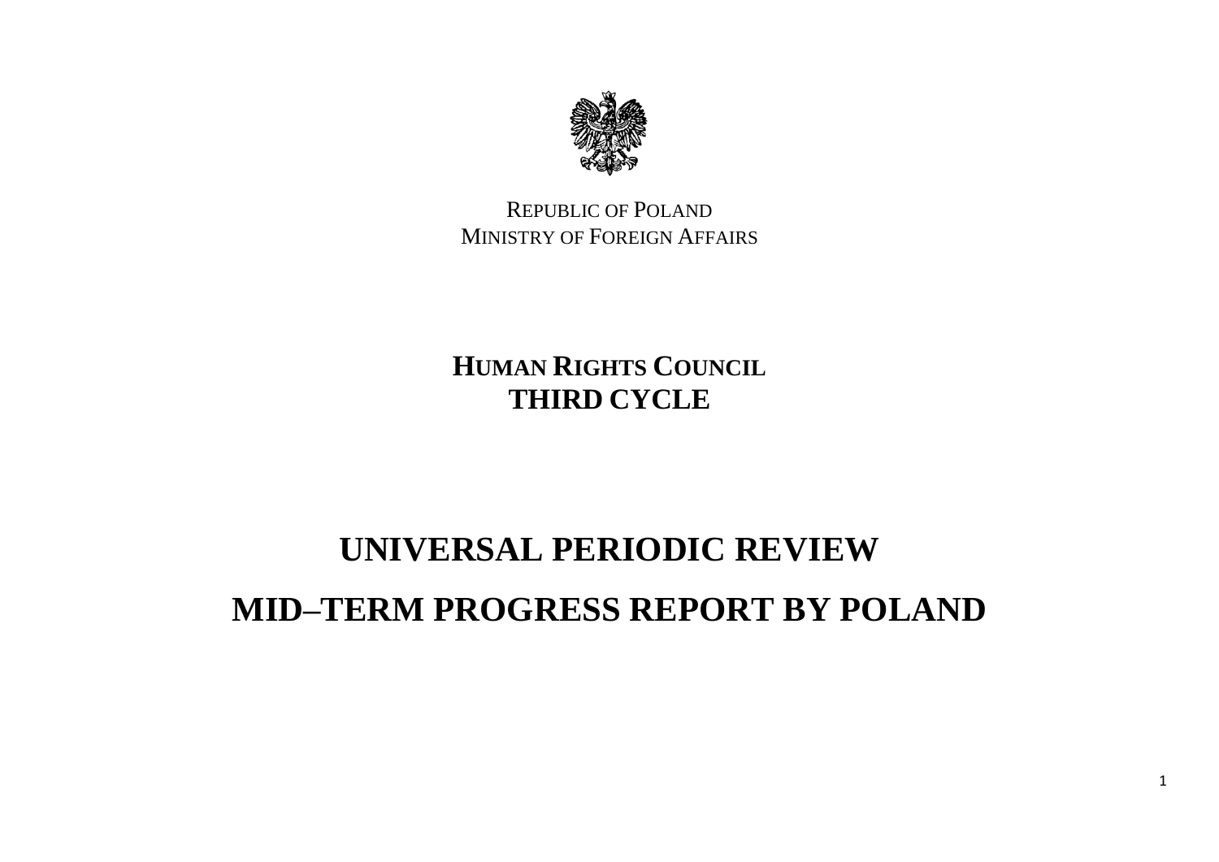REPUBLIC OF POLAND
MINISTRY OF FOREIGN AFFAIRS

**HUMAN RIGHTS COUNCIL**
**THIRD CYCLE**

# UNIVERSAL PERIODIC REVIEW

# MID–TERM PROGRESS REPORT BY POLAND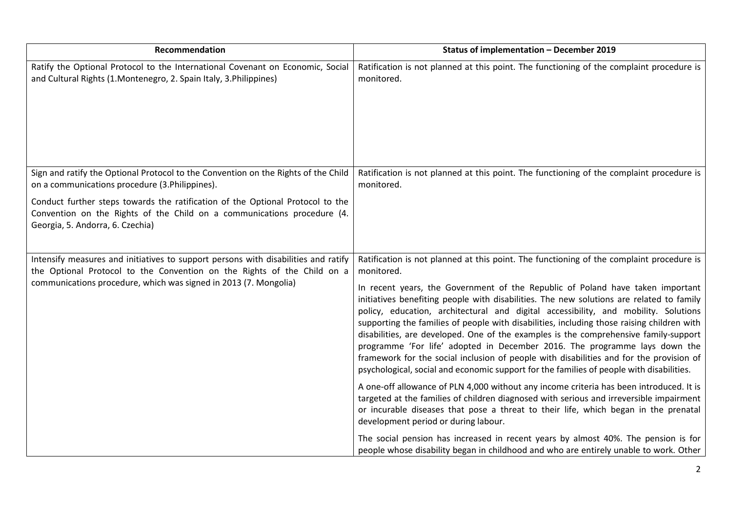| Recommendation | Status of implementation – December 2019 |
|---|---|
| Ratify the Optional Protocol to the International Covenant on Economic, Social and Cultural Rights (1.Montenegro, 2. Spain Italy, 3.Philippines) | Ratification is not planned at this point. The functioning of the complaint procedure is monitored. |
| Sign and ratify the Optional Protocol to the Convention on the Rights of the Child on a communications procedure (3.Philippines).<br><br>Conduct further steps towards the ratification of the Optional Protocol to the Convention on the Rights of the Child on a communications procedure (4. Georgia, 5. Andorra, 6. Czechia) | Ratification is not planned at this point. The functioning of the complaint procedure is monitored. |
| Intensify measures and initiatives to support persons with disabilities and ratify the Optional Protocol to the Convention on the Rights of the Child on a communications procedure, which was signed in 2013 (7. Mongolia) | Ratification is not planned at this point. The functioning of the complaint procedure is monitored.<br><br>In recent years, the Government of the Republic of Poland have taken important initiatives benefiting people with disabilities. The new solutions are related to family policy, education, architectural and digital accessibility, and mobility. Solutions supporting the families of people with disabilities, including those raising children with disabilities, are developed. One of the examples is the comprehensive family-support programme 'For life' adopted in December 2016. The programme lays down the framework for the social inclusion of people with disabilities and for the provision of psychological, social and economic support for the families of people with disabilities.<br><br>A one-off allowance of PLN 4,000 without any income criteria has been introduced. It is targeted at the families of children diagnosed with serious and irreversible impairment or incurable diseases that pose a threat to their life, which began in the prenatal development period or during labour.<br><br>The social pension has increased in recent years by almost 40%. The pension is for people whose disability began in childhood and who are entirely unable to work. Other |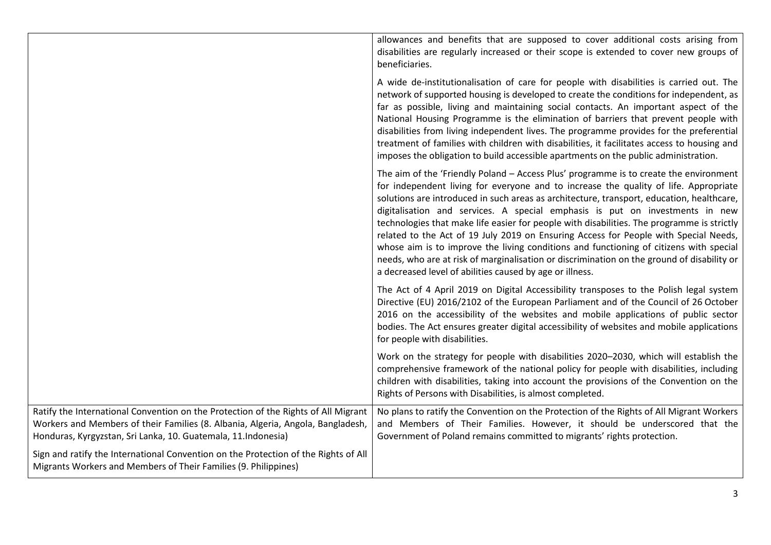| | |
|---|---|
| | allowances and benefits that are supposed to cover additional costs arising from disabilities are regularly increased or their scope is extended to cover new groups of beneficiaries.<br><br>A wide de-institutionalisation of care for people with disabilities is carried out. The network of supported housing is developed to create the conditions for independent, as far as possible, living and maintaining social contacts. An important aspect of the National Housing Programme is the elimination of barriers that prevent people with disabilities from living independent lives. The programme provides for the preferential treatment of families with children with disabilities, it facilitates access to housing and imposes the obligation to build accessible apartments on the public administration.<br><br>The aim of the 'Friendly Poland – Access Plus' programme is to create the environment for independent living for everyone and to increase the quality of life. Appropriate solutions are introduced in such areas as architecture, transport, education, healthcare, digitalisation and services. A special emphasis is put on investments in new technologies that make life easier for people with disabilities. The programme is strictly related to the Act of 19 July 2019 on Ensuring Access for People with Special Needs, whose aim is to improve the living conditions and functioning of citizens with special needs, who are at risk of marginalisation or discrimination on the ground of disability or a decreased level of abilities caused by age or illness.<br><br>The Act of 4 April 2019 on Digital Accessibility transposes to the Polish legal system Directive (EU) 2016/2102 of the European Parliament and of the Council of 26 October 2016 on the accessibility of the websites and mobile applications of public sector bodies. The Act ensures greater digital accessibility of websites and mobile applications for people with disabilities.<br><br>Work on the strategy for people with disabilities 2020–2030, which will establish the comprehensive framework of the national policy for people with disabilities, including children with disabilities, taking into account the provisions of the Convention on the Rights of Persons with Disabilities, is almost completed. |
| Ratify the International Convention on the Protection of the Rights of All Migrant Workers and Members of their Families (8. Albania, Algeria, Angola, Bangladesh, Honduras, Kyrgyzstan, Sri Lanka, 10. Guatemala, 11.Indonesia)<br><br>Sign and ratify the International Convention on the Protection of the Rights of All Migrants Workers and Members of Their Families (9. Philippines) | No plans to ratify the Convention on the Protection of the Rights of All Migrant Workers and Members of Their Families. However, it should be underscored that the Government of Poland remains committed to migrants' rights protection. |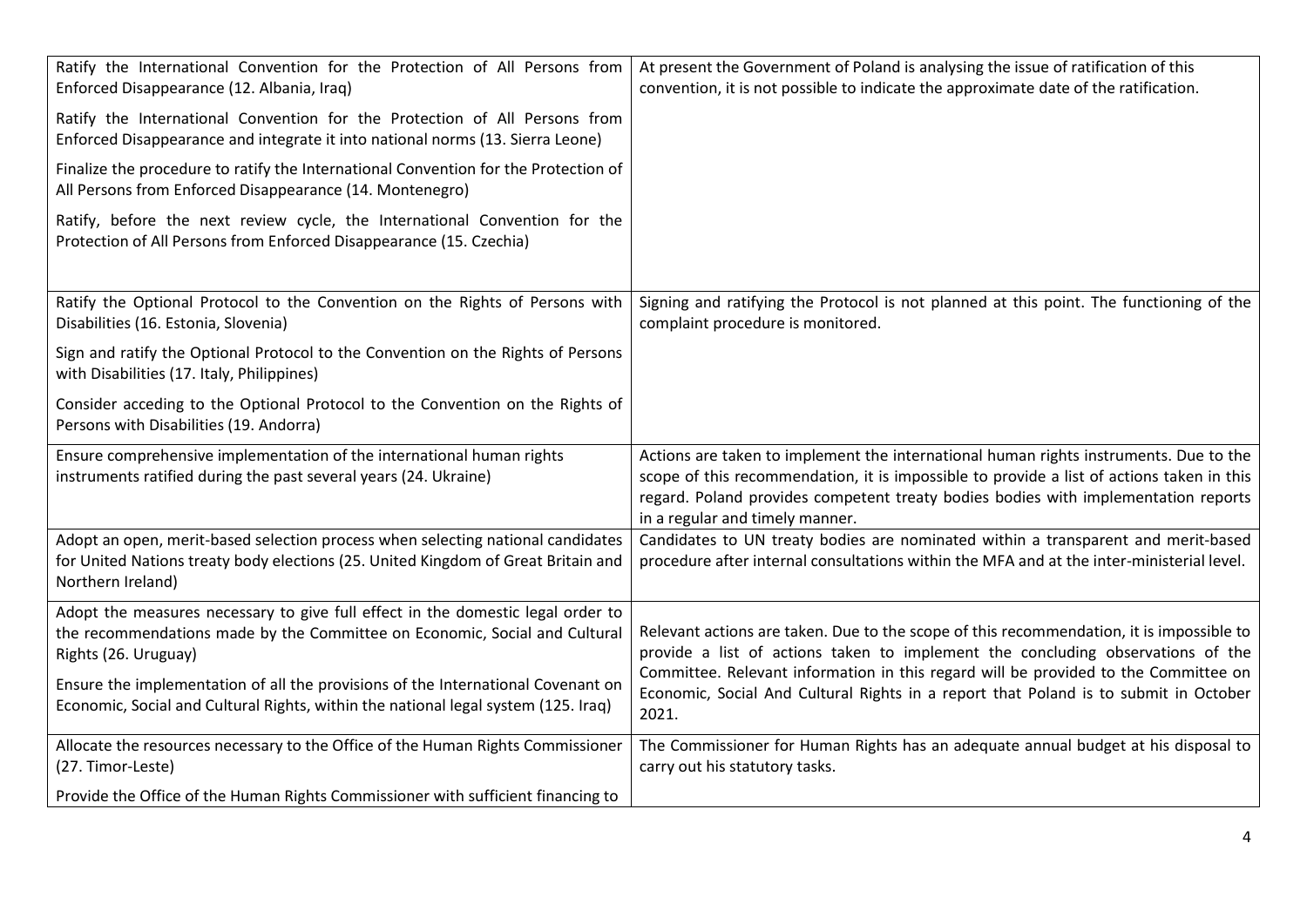| | |
|---|---|
| Ratify the International Convention for the Protection of All Persons from Enforced Disappearance (12. Albania, Iraq)<br><br>Ratify the International Convention for the Protection of All Persons from Enforced Disappearance and integrate it into national norms (13. Sierra Leone)<br><br>Finalize the procedure to ratify the International Convention for the Protection of All Persons from Enforced Disappearance (14. Montenegro)<br><br>Ratify, before the next review cycle, the International Convention for the Protection of All Persons from Enforced Disappearance (15. Czechia) | At present the Government of Poland is analysing the issue of ratification of this convention, it is not possible to indicate the approximate date of the ratification. |
| Ratify the Optional Protocol to the Convention on the Rights of Persons with Disabilities (16. Estonia, Slovenia)<br><br>Sign and ratify the Optional Protocol to the Convention on the Rights of Persons with Disabilities (17. Italy, Philippines)<br><br>Consider acceding to the Optional Protocol to the Convention on the Rights of Persons with Disabilities (19. Andorra) | Signing and ratifying the Protocol is not planned at this point. The functioning of the complaint procedure is monitored. |
| Ensure comprehensive implementation of the international human rights instruments ratified during the past several years (24. Ukraine) | Actions are taken to implement the international human rights instruments. Due to the scope of this recommendation, it is impossible to provide a list of actions taken in this regard. Poland provides competent treaty bodies bodies with implementation reports in a regular and timely manner. |
| Adopt an open, merit-based selection process when selecting national candidates for United Nations treaty body elections (25. United Kingdom of Great Britain and Northern Ireland) | Candidates to UN treaty bodies are nominated within a transparent and merit-based procedure after internal consultations within the MFA and at the inter-ministerial level. |
| Adopt the measures necessary to give full effect in the domestic legal order to the recommendations made by the Committee on Economic, Social and Cultural Rights (26. Uruguay)<br><br>Ensure the implementation of all the provisions of the International Covenant on Economic, Social and Cultural Rights, within the national legal system (125. Iraq) | Relevant actions are taken. Due to the scope of this recommendation, it is impossible to provide a list of actions taken to implement the concluding observations of the Committee. Relevant information in this regard will be provided to the Committee on Economic, Social And Cultural Rights in a report that Poland is to submit in October 2021. |
| Allocate the resources necessary to the Office of the Human Rights Commissioner (27. Timor-Leste)<br><br>Provide the Office of the Human Rights Commissioner with sufficient financing to | The Commissioner for Human Rights has an adequate annual budget at his disposal to carry out his statutory tasks. |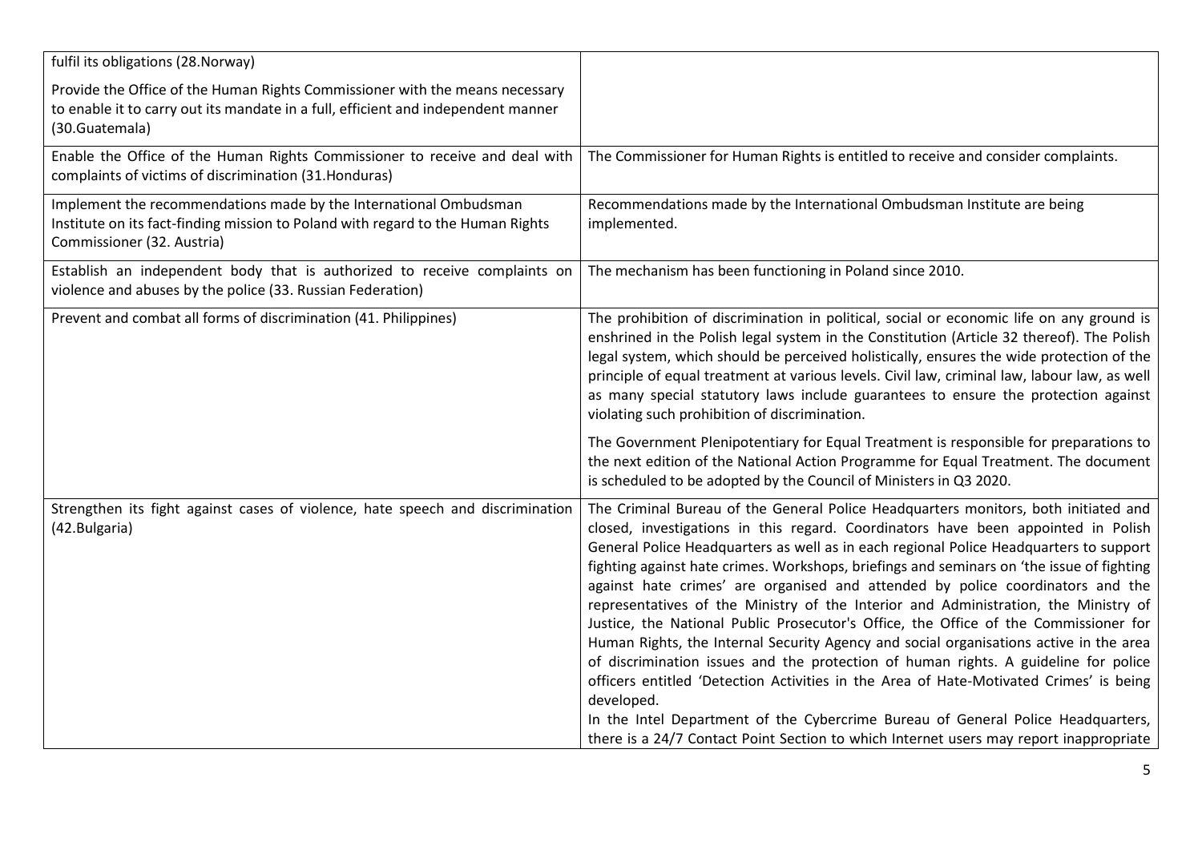| | |
|---|---|
| fulfil its obligations (28.Norway)<br><br>Provide the Office of the Human Rights Commissioner with the means necessary to enable it to carry out its mandate in a full, efficient and independent manner (30.Guatemala) | |
| Enable the Office of the Human Rights Commissioner to receive and deal with complaints of victims of discrimination (31.Honduras) | The Commissioner for Human Rights is entitled to receive and consider complaints. |
| Implement the recommendations made by the International Ombudsman Institute on its fact-finding mission to Poland with regard to the Human Rights Commissioner (32. Austria) | Recommendations made by the International Ombudsman Institute are being implemented. |
| Establish an independent body that is authorized to receive complaints on violence and abuses by the police (33. Russian Federation) | The mechanism has been functioning in Poland since 2010. |
| Prevent and combat all forms of discrimination (41. Philippines) | The prohibition of discrimination in political, social or economic life on any ground is enshrined in the Polish legal system in the Constitution (Article 32 thereof). The Polish legal system, which should be perceived holistically, ensures the wide protection of the principle of equal treatment at various levels. Civil law, criminal law, labour law, as well as many special statutory laws include guarantees to ensure the protection against violating such prohibition of discrimination.<br><br>The Government Plenipotentiary for Equal Treatment is responsible for preparations to the next edition of the National Action Programme for Equal Treatment. The document is scheduled to be adopted by the Council of Ministers in Q3 2020. |
| Strengthen its fight against cases of violence, hate speech and discrimination (42.Bulgaria) | The Criminal Bureau of the General Police Headquarters monitors, both initiated and closed, investigations in this regard. Coordinators have been appointed in Polish General Police Headquarters as well as in each regional Police Headquarters to support fighting against hate crimes. Workshops, briefings and seminars on 'the issue of fighting against hate crimes' are organised and attended by police coordinators and the representatives of the Ministry of the Interior and Administration, the Ministry of Justice, the National Public Prosecutor's Office, the Office of the Commissioner for Human Rights, the Internal Security Agency and social organisations active in the area of discrimination issues and the protection of human rights. A guideline for police officers entitled 'Detection Activities in the Area of Hate-Motivated Crimes' is being developed.<br>In the Intel Department of the Cybercrime Bureau of General Police Headquarters, there is a 24/7 Contact Point Section to which Internet users may report inappropriate |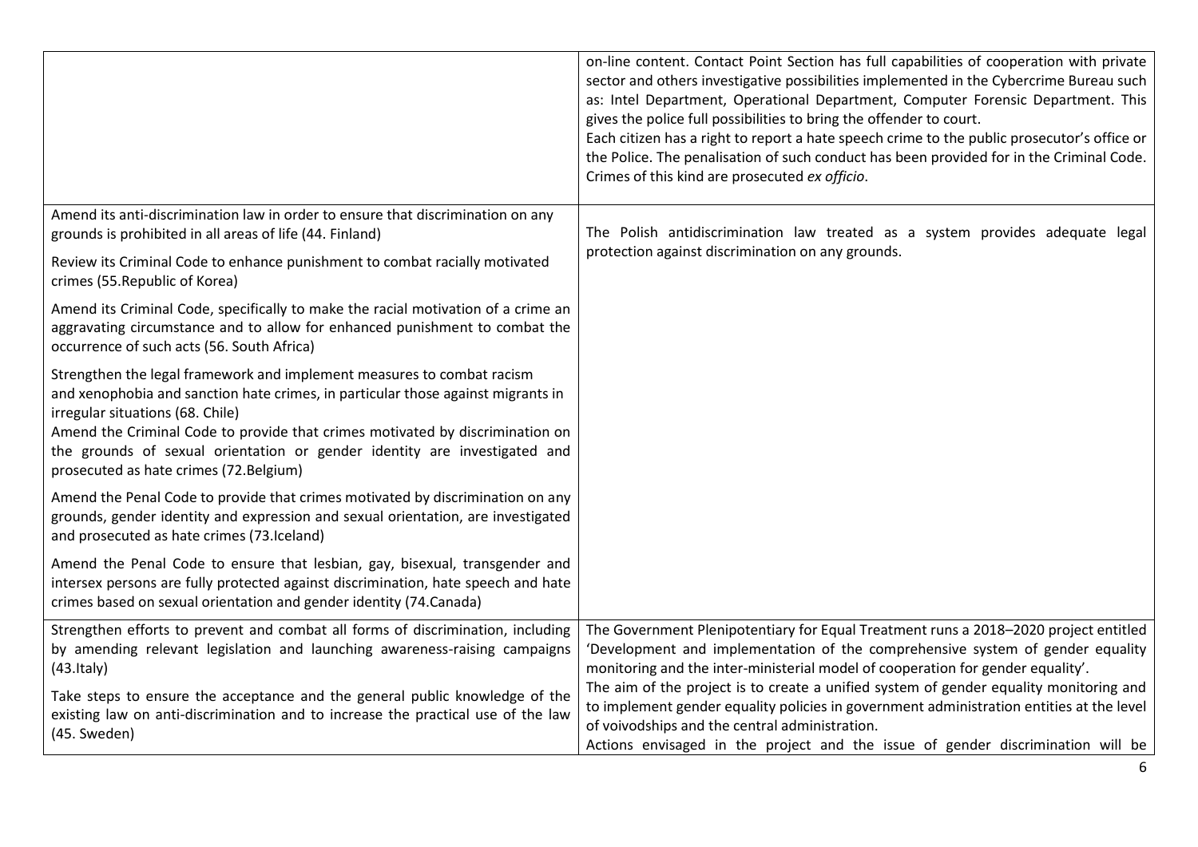| | |
|---|---|
| | on-line content. Contact Point Section has full capabilities of cooperation with private sector and others investigative possibilities implemented in the Cybercrime Bureau such as: Intel Department, Operational Department, Computer Forensic Department. This gives the police full possibilities to bring the offender to court.<br>Each citizen has a right to report a hate speech crime to the public prosecutor's office or the Police. The penalisation of such conduct has been provided for in the Criminal Code. Crimes of this kind are prosecuted *ex officio*. |
| Amend its anti-discrimination law in order to ensure that discrimination on any grounds is prohibited in all areas of life (44. Finland)<br><br>Review its Criminal Code to enhance punishment to combat racially motivated crimes (55.Republic of Korea)<br><br>Amend its Criminal Code, specifically to make the racial motivation of a crime an aggravating circumstance and to allow for enhanced punishment to combat the occurrence of such acts (56. South Africa)<br><br>Strengthen the legal framework and implement measures to combat racism and xenophobia and sanction hate crimes, in particular those against migrants in irregular situations (68. Chile)<br>Amend the Criminal Code to provide that crimes motivated by discrimination on the grounds of sexual orientation or gender identity are investigated and prosecuted as hate crimes (72.Belgium)<br><br>Amend the Penal Code to provide that crimes motivated by discrimination on any grounds, gender identity and expression and sexual orientation, are investigated and prosecuted as hate crimes (73.Iceland)<br><br>Amend the Penal Code to ensure that lesbian, gay, bisexual, transgender and intersex persons are fully protected against discrimination, hate speech and hate crimes based on sexual orientation and gender identity (74.Canada) | The Polish antidiscrimination law treated as a system provides adequate legal protection against discrimination on any grounds. |
| Strengthen efforts to prevent and combat all forms of discrimination, including by amending relevant legislation and launching awareness-raising campaigns (43.Italy)<br><br>Take steps to ensure the acceptance and the general public knowledge of the existing law on anti-discrimination and to increase the practical use of the law (45. Sweden) | The Government Plenipotentiary for Equal Treatment runs a 2018–2020 project entitled 'Development and implementation of the comprehensive system of gender equality monitoring and the inter-ministerial model of cooperation for gender equality'.<br>The aim of the project is to create a unified system of gender equality monitoring and to implement gender equality policies in government administration entities at the level of voivodships and the central administration.<br>Actions envisaged in the project and the issue of gender discrimination will be |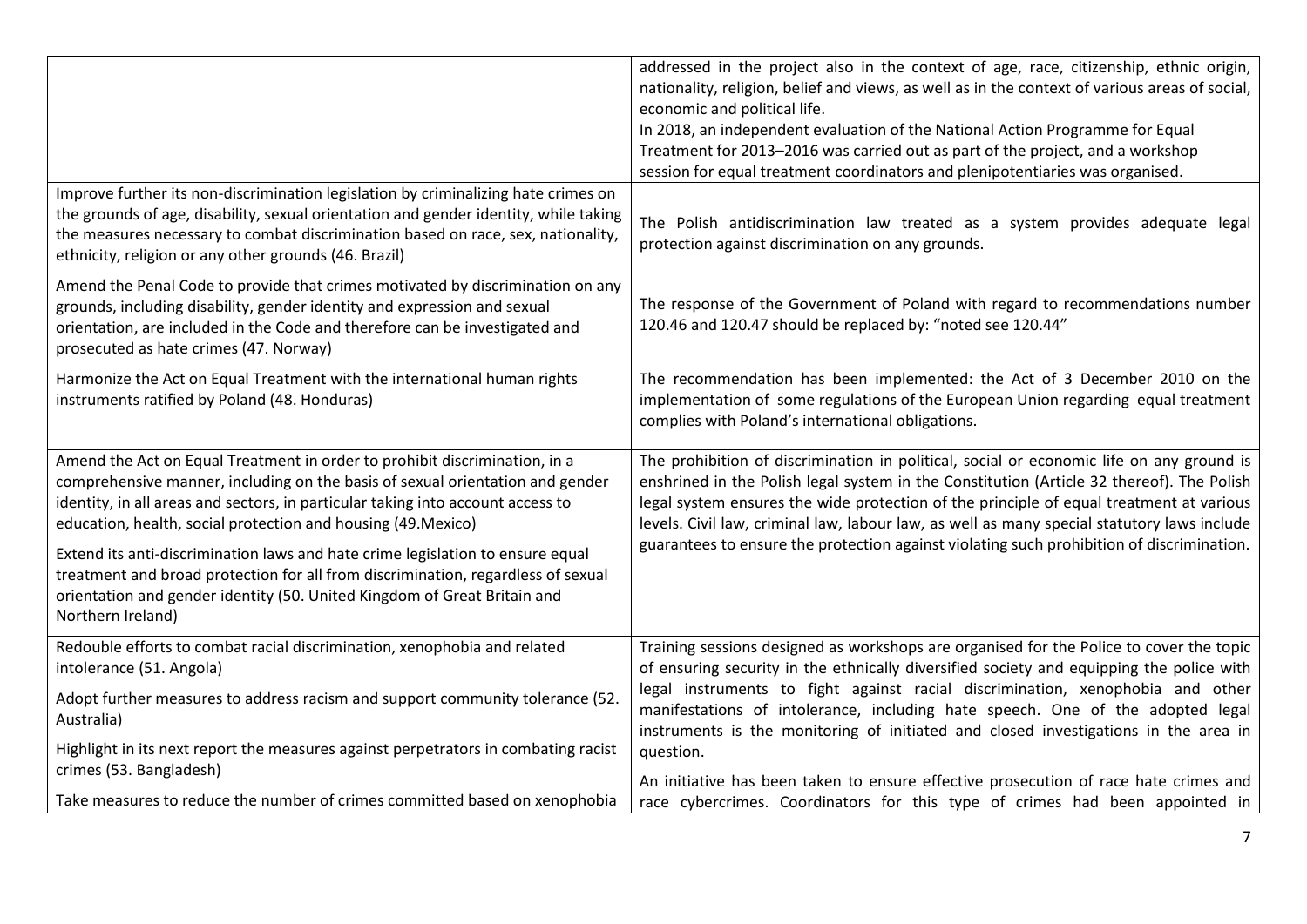| | |
|---|---|
| | addressed in the project also in the context of age, race, citizenship, ethnic origin, nationality, religion, belief and views, as well as in the context of various areas of social, economic and political life.<br>In 2018, an independent evaluation of the National Action Programme for Equal Treatment for 2013–2016 was carried out as part of the project, and a workshop session for equal treatment coordinators and plenipotentiaries was organised. |
| Improve further its non-discrimination legislation by criminalizing hate crimes on the grounds of age, disability, sexual orientation and gender identity, while taking the measures necessary to combat discrimination based on race, sex, nationality, ethnicity, religion or any other grounds (46. Brazil) | The Polish antidiscrimination law treated as a system provides adequate legal protection against discrimination on any grounds. |
| Amend the Penal Code to provide that crimes motivated by discrimination on any grounds, including disability, gender identity and expression and sexual orientation, are included in the Code and therefore can be investigated and prosecuted as hate crimes (47. Norway) | The response of the Government of Poland with regard to recommendations number 120.46 and 120.47 should be replaced by: "noted see 120.44" |
| Harmonize the Act on Equal Treatment with the international human rights instruments ratified by Poland (48. Honduras) | The recommendation has been implemented: the Act of 3 December 2010 on the implementation of some regulations of the European Union regarding equal treatment complies with Poland's international obligations. |
| Amend the Act on Equal Treatment in order to prohibit discrimination, in a comprehensive manner, including on the basis of sexual orientation and gender identity, in all areas and sectors, in particular taking into account access to education, health, social protection and housing (49.Mexico)<br><br>Extend its anti-discrimination laws and hate crime legislation to ensure equal treatment and broad protection for all from discrimination, regardless of sexual orientation and gender identity (50. United Kingdom of Great Britain and Northern Ireland) | The prohibition of discrimination in political, social or economic life on any ground is enshrined in the Polish legal system in the Constitution (Article 32 thereof). The Polish legal system ensures the wide protection of the principle of equal treatment at various levels. Civil law, criminal law, labour law, as well as many special statutory laws include guarantees to ensure the protection against violating such prohibition of discrimination. |
| Redouble efforts to combat racial discrimination, xenophobia and related intolerance (51. Angola)<br><br>Adopt further measures to address racism and support community tolerance (52. Australia)<br><br>Highlight in its next report the measures against perpetrators in combating racist crimes (53. Bangladesh)<br><br>Take measures to reduce the number of crimes committed based on xenophobia | Training sessions designed as workshops are organised for the Police to cover the topic of ensuring security in the ethnically diversified society and equipping the police with legal instruments to fight against racial discrimination, xenophobia and other manifestations of intolerance, including hate speech. One of the adopted legal instruments is the monitoring of initiated and closed investigations in the area in question.<br><br>An initiative has been taken to ensure effective prosecution of race hate crimes and race cybercrimes. Coordinators for this type of crimes had been appointed in |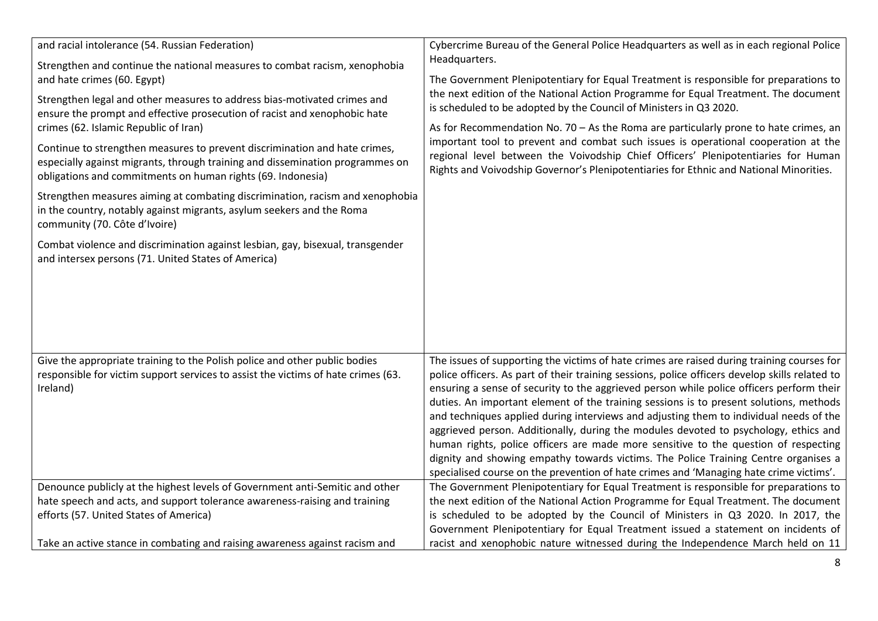| | |
|---|---|
| and racial intolerance (54. Russian Federation)<br><br>Strengthen and continue the national measures to combat racism, xenophobia and hate crimes (60. Egypt)<br><br>Strengthen legal and other measures to address bias-motivated crimes and ensure the prompt and effective prosecution of racist and xenophobic hate crimes (62. Islamic Republic of Iran)<br><br>Continue to strengthen measures to prevent discrimination and hate crimes, especially against migrants, through training and dissemination programmes on obligations and commitments on human rights (69. Indonesia)<br><br>Strengthen measures aiming at combating discrimination, racism and xenophobia in the country, notably against migrants, asylum seekers and the Roma community (70. Côte d'Ivoire)<br><br>Combat violence and discrimination against lesbian, gay, bisexual, transgender and intersex persons (71. United States of America) | Cybercrime Bureau of the General Police Headquarters as well as in each regional Police Headquarters.<br><br>The Government Plenipotentiary for Equal Treatment is responsible for preparations to the next edition of the National Action Programme for Equal Treatment. The document is scheduled to be adopted by the Council of Ministers in Q3 2020.<br><br>As for Recommendation No. 70 – As the Roma are particularly prone to hate crimes, an important tool to prevent and combat such issues is operational cooperation at the regional level between the Voivodship Chief Officers' Plenipotentiaries for Human Rights and Voivodship Governor's Plenipotentiaries for Ethnic and National Minorities. |
| Give the appropriate training to the Polish police and other public bodies responsible for victim support services to assist the victims of hate crimes (63. Ireland) | The issues of supporting the victims of hate crimes are raised during training courses for police officers. As part of their training sessions, police officers develop skills related to ensuring a sense of security to the aggrieved person while police officers perform their duties. An important element of the training sessions is to present solutions, methods and techniques applied during interviews and adjusting them to individual needs of the aggrieved person. Additionally, during the modules devoted to psychology, ethics and human rights, police officers are made more sensitive to the question of respecting dignity and showing empathy towards victims. The Police Training Centre organises a specialised course on the prevention of hate crimes and 'Managing hate crime victims'. |
| Denounce publicly at the highest levels of Government anti-Semitic and other hate speech and acts, and support tolerance awareness-raising and training efforts (57. United States of America)<br><br>Take an active stance in combating and raising awareness against racism and | The Government Plenipotentiary for Equal Treatment is responsible for preparations to the next edition of the National Action Programme for Equal Treatment. The document is scheduled to be adopted by the Council of Ministers in Q3 2020. In 2017, the Government Plenipotentiary for Equal Treatment issued a statement on incidents of racist and xenophobic nature witnessed during the Independence March held on 11 |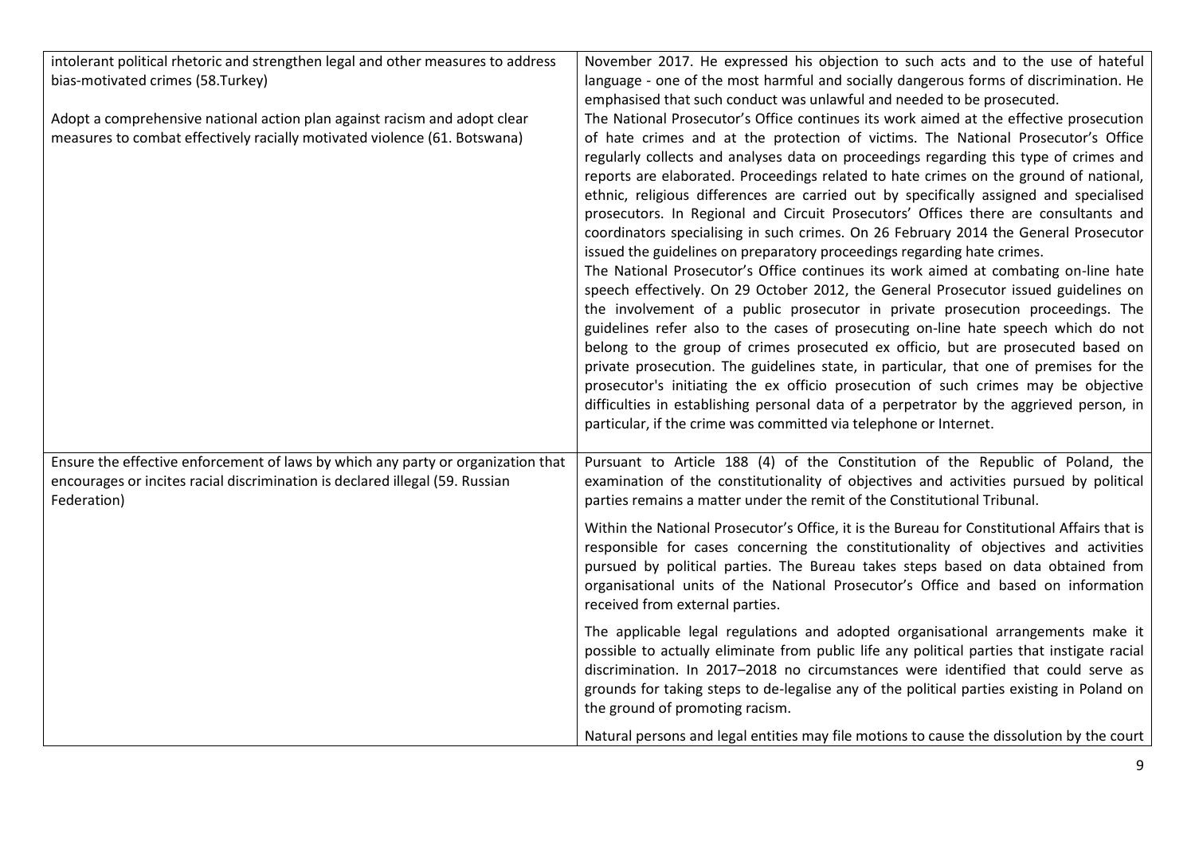| | |
|---|---|
| intolerant political rhetoric and strengthen legal and other measures to address bias-motivated crimes (58.Turkey)<br><br>Adopt a comprehensive national action plan against racism and adopt clear measures to combat effectively racially motivated violence (61. Botswana) | November 2017. He expressed his objection to such acts and to the use of hateful language - one of the most harmful and socially dangerous forms of discrimination. He emphasised that such conduct was unlawful and needed to be prosecuted.<br>The National Prosecutor's Office continues its work aimed at the effective prosecution of hate crimes and at the protection of victims. The National Prosecutor's Office regularly collects and analyses data on proceedings regarding this type of crimes and reports are elaborated. Proceedings related to hate crimes on the ground of national, ethnic, religious differences are carried out by specifically assigned and specialised prosecutors. In Regional and Circuit Prosecutors' Offices there are consultants and coordinators specialising in such crimes. On 26 February 2014 the General Prosecutor issued the guidelines on preparatory proceedings regarding hate crimes.<br>The National Prosecutor's Office continues its work aimed at combating on-line hate speech effectively. On 29 October 2012, the General Prosecutor issued guidelines on the involvement of a public prosecutor in private prosecution proceedings. The guidelines refer also to the cases of prosecuting on-line hate speech which do not belong to the group of crimes prosecuted ex officio, but are prosecuted based on private prosecution. The guidelines state, in particular, that one of premises for the prosecutor's initiating the ex officio prosecution of such crimes may be objective difficulties in establishing personal data of a perpetrator by the aggrieved person, in particular, if the crime was committed via telephone or Internet. |
| Ensure the effective enforcement of laws by which any party or organization that encourages or incites racial discrimination is declared illegal (59. Russian Federation) | Pursuant to Article 188 (4) of the Constitution of the Republic of Poland, the examination of the constitutionality of objectives and activities pursued by political parties remains a matter under the remit of the Constitutional Tribunal.<br><br>Within the National Prosecutor's Office, it is the Bureau for Constitutional Affairs that is responsible for cases concerning the constitutionality of objectives and activities pursued by political parties. The Bureau takes steps based on data obtained from organisational units of the National Prosecutor's Office and based on information received from external parties.<br><br>The applicable legal regulations and adopted organisational arrangements make it possible to actually eliminate from public life any political parties that instigate racial discrimination. In 2017–2018 no circumstances were identified that could serve as grounds for taking steps to de-legalise any of the political parties existing in Poland on the ground of promoting racism.<br><br>Natural persons and legal entities may file motions to cause the dissolution by the court |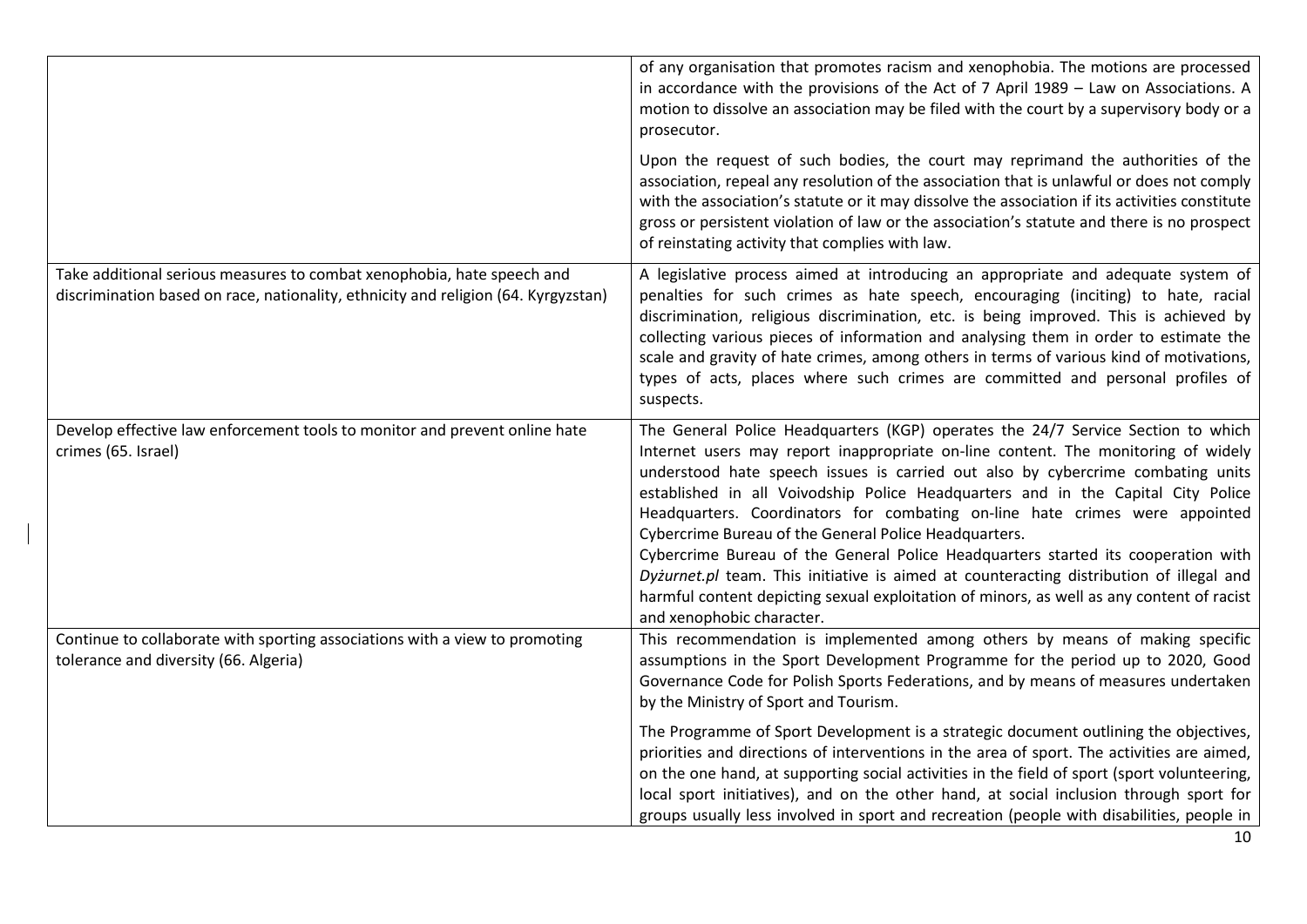| | |
|---|---|
| | of any organisation that promotes racism and xenophobia. The motions are processed in accordance with the provisions of the Act of 7 April 1989 – Law on Associations. A motion to dissolve an association may be filed with the court by a supervisory body or a prosecutor.<br><br>Upon the request of such bodies, the court may reprimand the authorities of the association, repeal any resolution of the association that is unlawful or does not comply with the association's statute or it may dissolve the association if its activities constitute gross or persistent violation of law or the association's statute and there is no prospect of reinstating activity that complies with law. |
| Take additional serious measures to combat xenophobia, hate speech and discrimination based on race, nationality, ethnicity and religion (64. Kyrgyzstan) | A legislative process aimed at introducing an appropriate and adequate system of penalties for such crimes as hate speech, encouraging (inciting) to hate, racial discrimination, religious discrimination, etc. is being improved. This is achieved by collecting various pieces of information and analysing them in order to estimate the scale and gravity of hate crimes, among others in terms of various kind of motivations, types of acts, places where such crimes are committed and personal profiles of suspects. |
| Develop effective law enforcement tools to monitor and prevent online hate crimes (65. Israel) | The General Police Headquarters (KGP) operates the 24/7 Service Section to which Internet users may report inappropriate on-line content. The monitoring of widely understood hate speech issues is carried out also by cybercrime combating units established in all Voivodship Police Headquarters and in the Capital City Police Headquarters. Coordinators for combating on-line hate crimes were appointed Cybercrime Bureau of the General Police Headquarters.<br>Cybercrime Bureau of the General Police Headquarters started its cooperation with *Dyżurnet.pl* team. This initiative is aimed at counteracting distribution of illegal and harmful content depicting sexual exploitation of minors, as well as any content of racist and xenophobic character. |
| Continue to collaborate with sporting associations with a view to promoting tolerance and diversity (66. Algeria) | This recommendation is implemented among others by means of making specific assumptions in the Sport Development Programme for the period up to 2020, Good Governance Code for Polish Sports Federations, and by means of measures undertaken by the Ministry of Sport and Tourism.<br><br>The Programme of Sport Development is a strategic document outlining the objectives, priorities and directions of interventions in the area of sport. The activities are aimed, on the one hand, at supporting social activities in the field of sport (sport volunteering, local sport initiatives), and on the other hand, at social inclusion through sport for groups usually less involved in sport and recreation (people with disabilities, people in |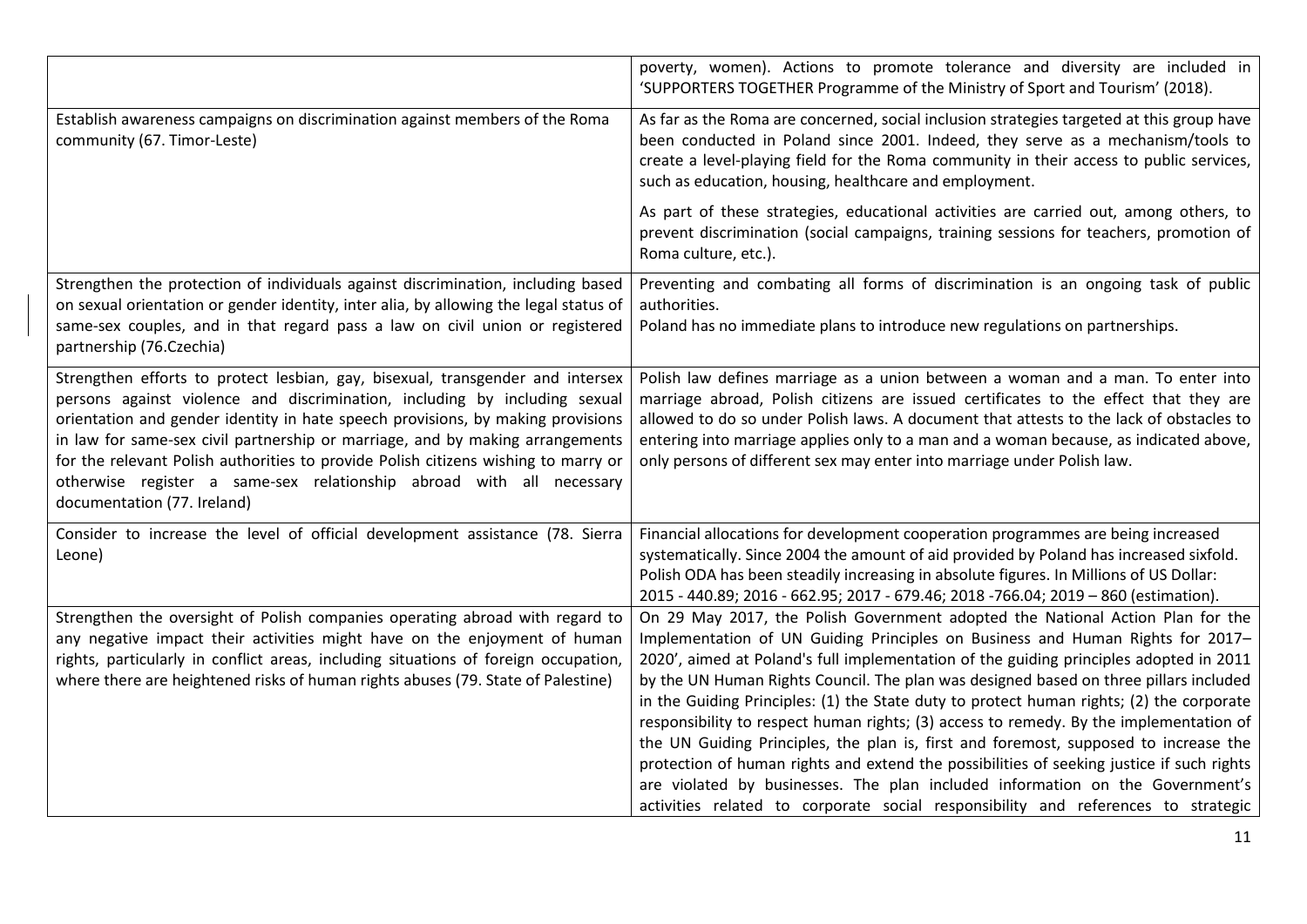| | |
|---|---|
| | poverty, women). Actions to promote tolerance and diversity are included in 'SUPPORTERS TOGETHER Programme of the Ministry of Sport and Tourism' (2018). |
| Establish awareness campaigns on discrimination against members of the Roma community (67. Timor-Leste) | As far as the Roma are concerned, social inclusion strategies targeted at this group have been conducted in Poland since 2001. Indeed, they serve as a mechanism/tools to create a level-playing field for the Roma community in their access to public services, such as education, housing, healthcare and employment.<br><br>As part of these strategies, educational activities are carried out, among others, to prevent discrimination (social campaigns, training sessions for teachers, promotion of Roma culture, etc.). |
| Strengthen the protection of individuals against discrimination, including based on sexual orientation or gender identity, inter alia, by allowing the legal status of same-sex couples, and in that regard pass a law on civil union or registered partnership (76.Czechia) | Preventing and combating all forms of discrimination is an ongoing task of public authorities.<br>Poland has no immediate plans to introduce new regulations on partnerships. |
| Strengthen efforts to protect lesbian, gay, bisexual, transgender and intersex persons against violence and discrimination, including by including sexual orientation and gender identity in hate speech provisions, by making provisions in law for same-sex civil partnership or marriage, and by making arrangements for the relevant Polish authorities to provide Polish citizens wishing to marry or otherwise register a same-sex relationship abroad with all necessary documentation (77. Ireland) | Polish law defines marriage as a union between a woman and a man. To enter into marriage abroad, Polish citizens are issued certificates to the effect that they are allowed to do so under Polish laws. A document that attests to the lack of obstacles to entering into marriage applies only to a man and a woman because, as indicated above, only persons of different sex may enter into marriage under Polish law. |
| Consider to increase the level of official development assistance (78. Sierra Leone) | Financial allocations for development cooperation programmes are being increased systematically. Since 2004 the amount of aid provided by Poland has increased sixfold. Polish ODA has been steadily increasing in absolute figures. In Millions of US Dollar: 2015 - 440.89; 2016 - 662.95; 2017 - 679.46; 2018 -766.04; 2019 – 860 (estimation). |
| Strengthen the oversight of Polish companies operating abroad with regard to any negative impact their activities might have on the enjoyment of human rights, particularly in conflict areas, including situations of foreign occupation, where there are heightened risks of human rights abuses (79. State of Palestine) | On 29 May 2017, the Polish Government adopted the National Action Plan for the Implementation of UN Guiding Principles on Business and Human Rights for 2017–2020', aimed at Poland's full implementation of the guiding principles adopted in 2011 by the UN Human Rights Council. The plan was designed based on three pillars included in the Guiding Principles: (1) the State duty to protect human rights; (2) the corporate responsibility to respect human rights; (3) access to remedy. By the implementation of the UN Guiding Principles, the plan is, first and foremost, supposed to increase the protection of human rights and extend the possibilities of seeking justice if such rights are violated by businesses. The plan included information on the Government's activities related to corporate social responsibility and references to strategic |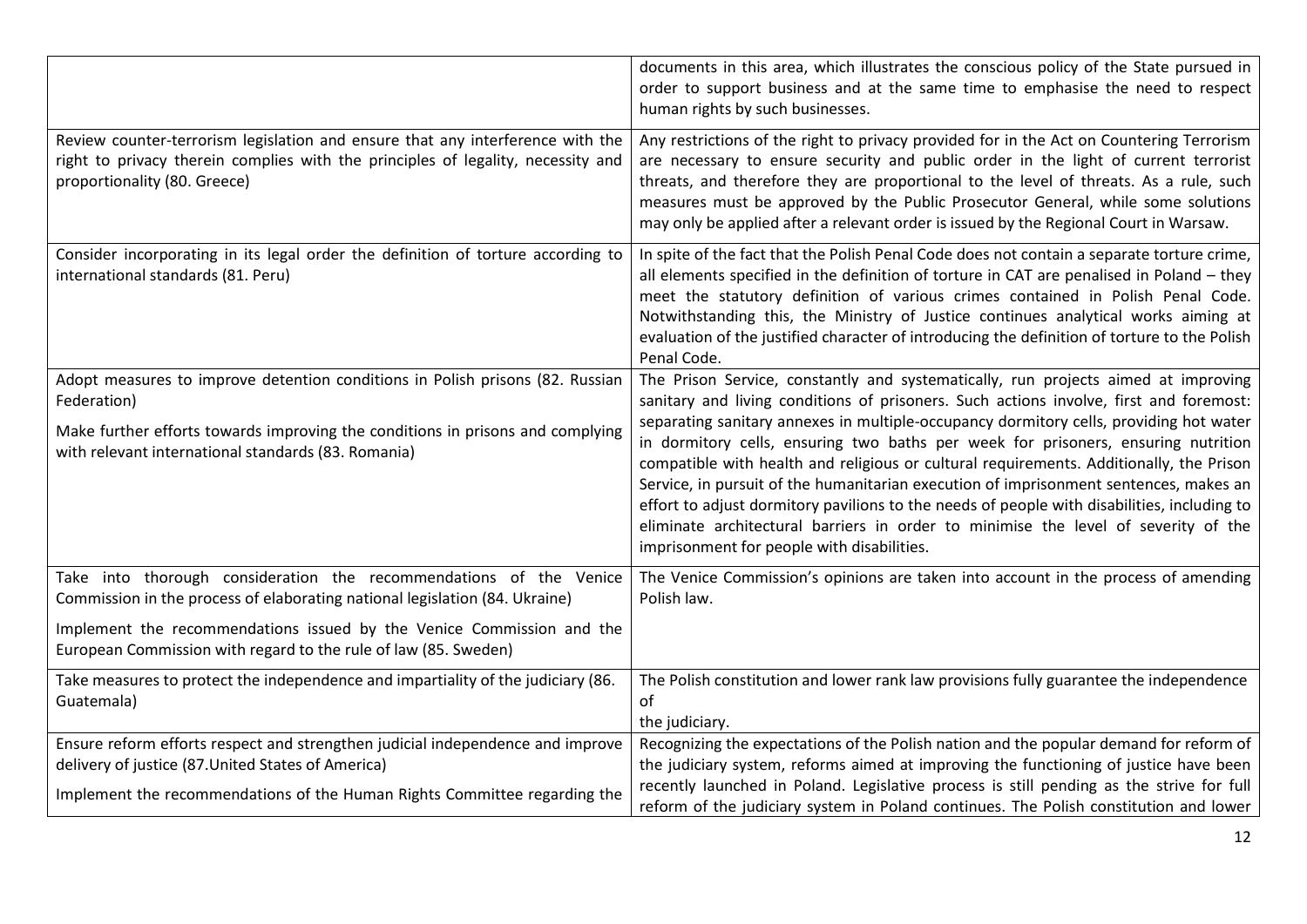| | |
|---|---|
| | documents in this area, which illustrates the conscious policy of the State pursued in order to support business and at the same time to emphasise the need to respect human rights by such businesses. |
| Review counter-terrorism legislation and ensure that any interference with the right to privacy therein complies with the principles of legality, necessity and proportionality (80. Greece) | Any restrictions of the right to privacy provided for in the Act on Countering Terrorism are necessary to ensure security and public order in the light of current terrorist threats, and therefore they are proportional to the level of threats. As a rule, such measures must be approved by the Public Prosecutor General, while some solutions may only be applied after a relevant order is issued by the Regional Court in Warsaw. |
| Consider incorporating in its legal order the definition of torture according to international standards (81. Peru) | In spite of the fact that the Polish Penal Code does not contain a separate torture crime, all elements specified in the definition of torture in CAT are penalised in Poland – they meet the statutory definition of various crimes contained in Polish Penal Code. Notwithstanding this, the Ministry of Justice continues analytical works aiming at evaluation of the justified character of introducing the definition of torture to the Polish Penal Code. |
| Adopt measures to improve detention conditions in Polish prisons (82. Russian Federation)<br><br>Make further efforts towards improving the conditions in prisons and complying with relevant international standards (83. Romania) | The Prison Service, constantly and systematically, run projects aimed at improving sanitary and living conditions of prisoners. Such actions involve, first and foremost: separating sanitary annexes in multiple-occupancy dormitory cells, providing hot water in dormitory cells, ensuring two baths per week for prisoners, ensuring nutrition compatible with health and religious or cultural requirements. Additionally, the Prison Service, in pursuit of the humanitarian execution of imprisonment sentences, makes an effort to adjust dormitory pavilions to the needs of people with disabilities, including to eliminate architectural barriers in order to minimise the level of severity of the imprisonment for people with disabilities. |
| Take into thorough consideration the recommendations of the Venice Commission in the process of elaborating national legislation (84. Ukraine)<br><br>Implement the recommendations issued by the Venice Commission and the European Commission with regard to the rule of law (85. Sweden) | The Venice Commission's opinions are taken into account in the process of amending Polish law. |
| Take measures to protect the independence and impartiality of the judiciary (86. Guatemala) | The Polish constitution and lower rank law provisions fully guarantee the independence of the judiciary. |
| Ensure reform efforts respect and strengthen judicial independence and improve delivery of justice (87.United States of America)<br><br>Implement the recommendations of the Human Rights Committee regarding the | Recognizing the expectations of the Polish nation and the popular demand for reform of the judiciary system, reforms aimed at improving the functioning of justice have been recently launched in Poland. Legislative process is still pending as the strive for full reform of the judiciary system in Poland continues. The Polish constitution and lower |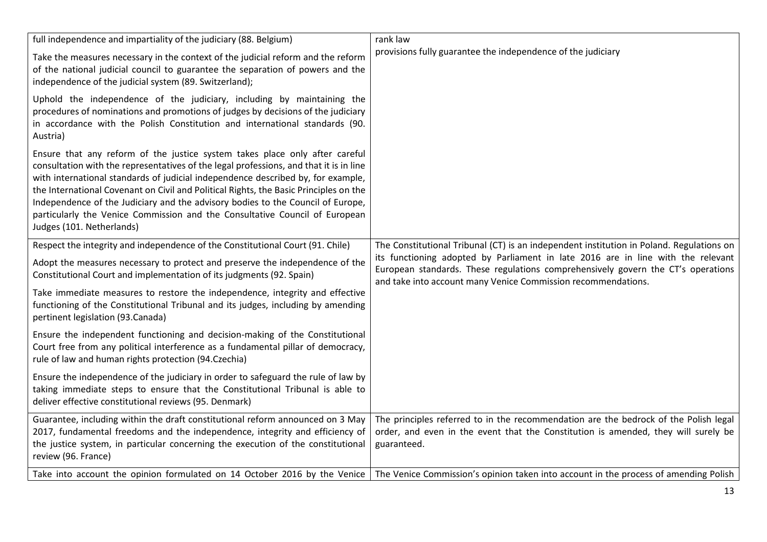| | |
|---|---|
| full independence and impartiality of the judiciary (88. Belgium)<br><br>Take the measures necessary in the context of the judicial reform and the reform of the national judicial council to guarantee the separation of powers and the independence of the judicial system (89. Switzerland);<br><br>Uphold the independence of the judiciary, including by maintaining the procedures of nominations and promotions of judges by decisions of the judiciary in accordance with the Polish Constitution and international standards (90. Austria)<br><br>Ensure that any reform of the justice system takes place only after careful consultation with the representatives of the legal professions, and that it is in line with international standards of judicial independence described by, for example, the International Covenant on Civil and Political Rights, the Basic Principles on the Independence of the Judiciary and the advisory bodies to the Council of Europe, particularly the Venice Commission and the Consultative Council of European Judges (101. Netherlands) | rank law<br>provisions fully guarantee the independence of the judiciary |
| Respect the integrity and independence of the Constitutional Court (91. Chile)<br><br>Adopt the measures necessary to protect and preserve the independence of the Constitutional Court and implementation of its judgments (92. Spain)<br><br>Take immediate measures to restore the independence, integrity and effective functioning of the Constitutional Tribunal and its judges, including by amending pertinent legislation (93.Canada)<br><br>Ensure the independent functioning and decision-making of the Constitutional Court free from any political interference as a fundamental pillar of democracy, rule of law and human rights protection (94.Czechia)<br><br>Ensure the independence of the judiciary in order to safeguard the rule of law by taking immediate steps to ensure that the Constitutional Tribunal is able to deliver effective constitutional reviews (95. Denmark) | The Constitutional Tribunal (CT) is an independent institution in Poland. Regulations on its functioning adopted by Parliament in late 2016 are in line with the relevant European standards. These regulations comprehensively govern the CT's operations and take into account many Venice Commission recommendations. |
| Guarantee, including within the draft constitutional reform announced on 3 May 2017, fundamental freedoms and the independence, integrity and efficiency of the justice system, in particular concerning the execution of the constitutional review (96. France) | The principles referred to in the recommendation are the bedrock of the Polish legal order, and even in the event that the Constitution is amended, they will surely be guaranteed. |
| Take into account the opinion formulated on 14 October 2016 by the Venice | The Venice Commission's opinion taken into account in the process of amending Polish |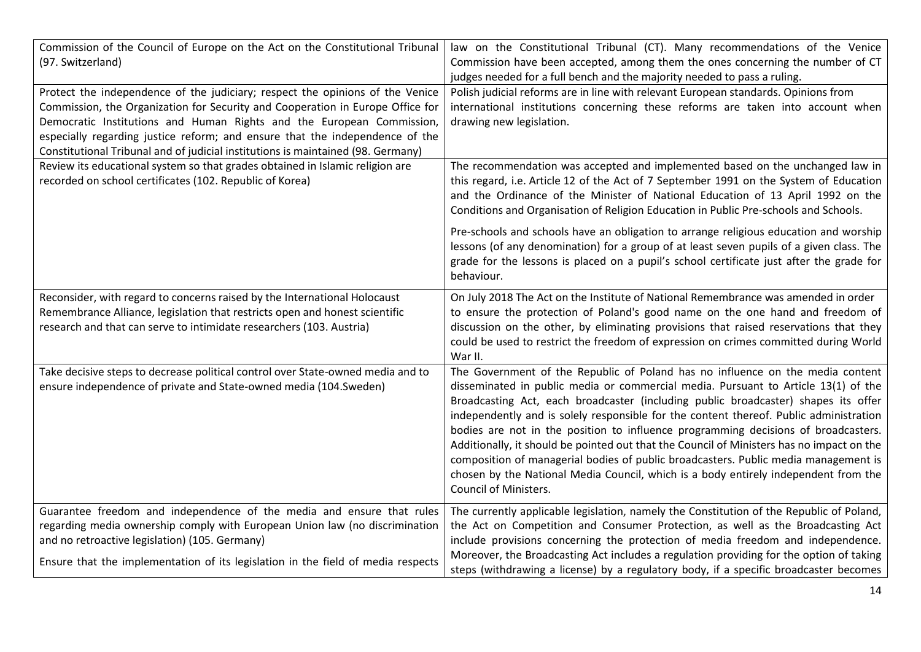| | |
|---|---|
| Commission of the Council of Europe on the Act on the Constitutional Tribunal (97. Switzerland) | law on the Constitutional Tribunal (CT). Many recommendations of the Venice Commission have been accepted, among them the ones concerning the number of CT judges needed for a full bench and the majority needed to pass a ruling. |
| Protect the independence of the judiciary; respect the opinions of the Venice Commission, the Organization for Security and Cooperation in Europe Office for Democratic Institutions and Human Rights and the European Commission, especially regarding justice reform; and ensure that the independence of the Constitutional Tribunal and of judicial institutions is maintained (98. Germany) | Polish judicial reforms are in line with relevant European standards. Opinions from international institutions concerning these reforms are taken into account when drawing new legislation. |
| Review its educational system so that grades obtained in Islamic religion are recorded on school certificates (102. Republic of Korea) | The recommendation was accepted and implemented based on the unchanged law in this regard, i.e. Article 12 of the Act of 7 September 1991 on the System of Education and the Ordinance of the Minister of National Education of 13 April 1992 on the Conditions and Organisation of Religion Education in Public Pre-schools and Schools.<br><br>Pre-schools and schools have an obligation to arrange religious education and worship lessons (of any denomination) for a group of at least seven pupils of a given class. The grade for the lessons is placed on a pupil's school certificate just after the grade for behaviour. |
| Reconsider, with regard to concerns raised by the International Holocaust Remembrance Alliance, legislation that restricts open and honest scientific research and that can serve to intimidate researchers (103. Austria) | On July 2018 The Act on the Institute of National Remembrance was amended in order to ensure the protection of Poland's good name on the one hand and freedom of discussion on the other, by eliminating provisions that raised reservations that they could be used to restrict the freedom of expression on crimes committed during World War II. |
| Take decisive steps to decrease political control over State-owned media and to ensure independence of private and State-owned media (104.Sweden) | The Government of the Republic of Poland has no influence on the media content disseminated in public media or commercial media. Pursuant to Article 13(1) of the Broadcasting Act, each broadcaster (including public broadcaster) shapes its offer independently and is solely responsible for the content thereof. Public administration bodies are not in the position to influence programming decisions of broadcasters. Additionally, it should be pointed out that the Council of Ministers has no impact on the composition of managerial bodies of public broadcasters. Public media management is chosen by the National Media Council, which is a body entirely independent from the Council of Ministers. |
| Guarantee freedom and independence of the media and ensure that rules regarding media ownership comply with European Union law (no discrimination and no retroactive legislation) (105. Germany)<br><br>Ensure that the implementation of its legislation in the field of media respects | The currently applicable legislation, namely the Constitution of the Republic of Poland, the Act on Competition and Consumer Protection, as well as the Broadcasting Act include provisions concerning the protection of media freedom and independence. Moreover, the Broadcasting Act includes a regulation providing for the option of taking steps (withdrawing a license) by a regulatory body, if a specific broadcaster becomes |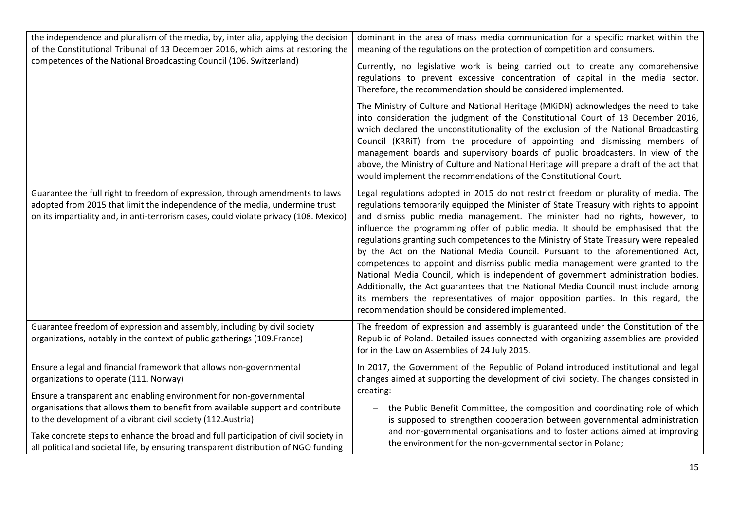| | |
|---|---|
| the independence and pluralism of the media, by, inter alia, applying the decision of the Constitutional Tribunal of 13 December 2016, which aims at restoring the competences of the National Broadcasting Council (106. Switzerland) | dominant in the area of mass media communication for a specific market within the meaning of the regulations on the protection of competition and consumers.<br><br>Currently, no legislative work is being carried out to create any comprehensive regulations to prevent excessive concentration of capital in the media sector. Therefore, the recommendation should be considered implemented.<br><br>The Ministry of Culture and National Heritage (MKiDN) acknowledges the need to take into consideration the judgment of the Constitutional Court of 13 December 2016, which declared the unconstitutionality of the exclusion of the National Broadcasting Council (KRRiT) from the procedure of appointing and dismissing members of management boards and supervisory boards of public broadcasters. In view of the above, the Ministry of Culture and National Heritage will prepare a draft of the act that would implement the recommendations of the Constitutional Court. |
| Guarantee the full right to freedom of expression, through amendments to laws adopted from 2015 that limit the independence of the media, undermine trust on its impartiality and, in anti-terrorism cases, could violate privacy (108. Mexico) | Legal regulations adopted in 2015 do not restrict freedom or plurality of media. The regulations temporarily equipped the Minister of State Treasury with rights to appoint and dismiss public media management. The minister had no rights, however, to influence the programming offer of public media. It should be emphasised that the regulations granting such competences to the Ministry of State Treasury were repealed by the Act on the National Media Council. Pursuant to the aforementioned Act, competences to appoint and dismiss public media management were granted to the National Media Council, which is independent of government administration bodies. Additionally, the Act guarantees that the National Media Council must include among its members the representatives of major opposition parties. In this regard, the recommendation should be considered implemented. |
| Guarantee freedom of expression and assembly, including by civil society organizations, notably in the context of public gatherings (109.France) | The freedom of expression and assembly is guaranteed under the Constitution of the Republic of Poland. Detailed issues connected with organizing assemblies are provided for in the Law on Assemblies of 24 July 2015. |
| Ensure a legal and financial framework that allows non-governmental organizations to operate (111. Norway)<br><br>Ensure a transparent and enabling environment for non-governmental organisations that allows them to benefit from available support and contribute to the development of a vibrant civil society (112.Austria)<br><br>Take concrete steps to enhance the broad and full participation of civil society in all political and societal life, by ensuring transparent distribution of NGO funding | In 2017, the Government of the Republic of Poland introduced institutional and legal changes aimed at supporting the development of civil society. The changes consisted in creating:<br><br>– the Public Benefit Committee, the composition and coordinating role of which is supposed to strengthen cooperation between governmental administration and non-governmental organisations and to foster actions aimed at improving the environment for the non-governmental sector in Poland; |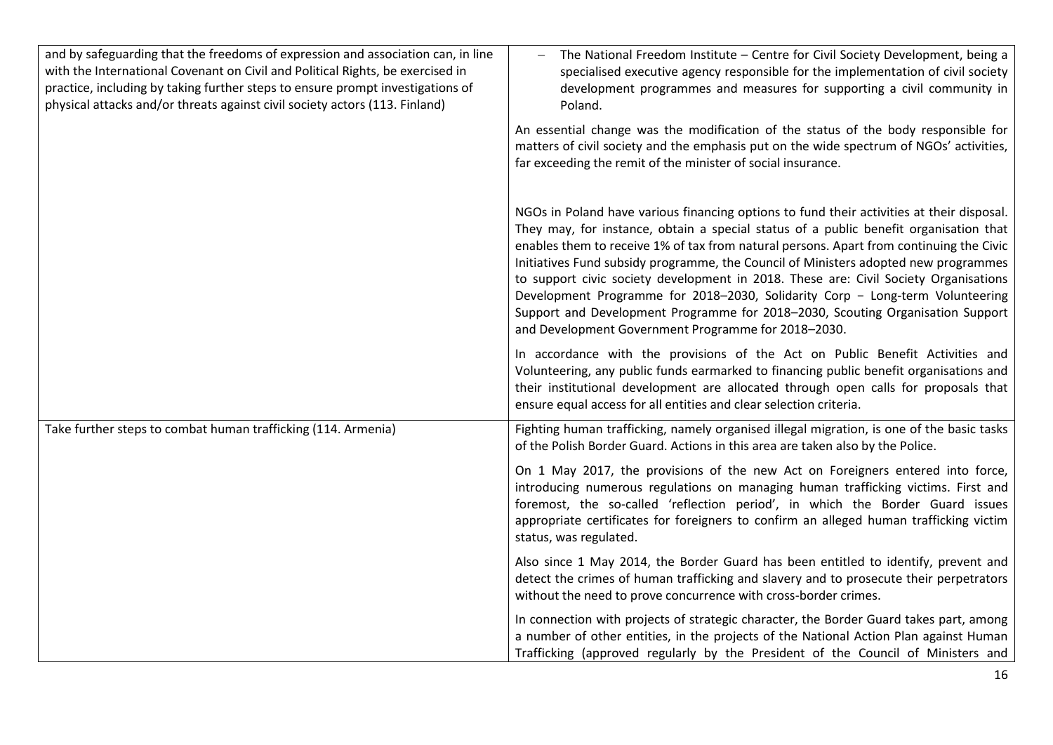| | |
|---|---|
| and by safeguarding that the freedoms of expression and association can, in line with the International Covenant on Civil and Political Rights, be exercised in practice, including by taking further steps to ensure prompt investigations of physical attacks and/or threats against civil society actors (113. Finland) | – The National Freedom Institute – Centre for Civil Society Development, being a specialised executive agency responsible for the implementation of civil society development programmes and measures for supporting a civil community in Poland.<br><br>An essential change was the modification of the status of the body responsible for matters of civil society and the emphasis put on the wide spectrum of NGOs' activities, far exceeding the remit of the minister of social insurance.<br><br>NGOs in Poland have various financing options to fund their activities at their disposal. They may, for instance, obtain a special status of a public benefit organisation that enables them to receive 1% of tax from natural persons. Apart from continuing the Civic Initiatives Fund subsidy programme, the Council of Ministers adopted new programmes to support civic society development in 2018. These are: Civil Society Organisations Development Programme for 2018–2030, Solidarity Corp − Long-term Volunteering Support and Development Programme for 2018–2030, Scouting Organisation Support and Development Government Programme for 2018–2030.<br><br>In accordance with the provisions of the Act on Public Benefit Activities and Volunteering, any public funds earmarked to financing public benefit organisations and their institutional development are allocated through open calls for proposals that ensure equal access for all entities and clear selection criteria. |
| Take further steps to combat human trafficking (114. Armenia) | Fighting human trafficking, namely organised illegal migration, is one of the basic tasks of the Polish Border Guard. Actions in this area are taken also by the Police.<br><br>On 1 May 2017, the provisions of the new Act on Foreigners entered into force, introducing numerous regulations on managing human trafficking victims. First and foremost, the so-called 'reflection period', in which the Border Guard issues appropriate certificates for foreigners to confirm an alleged human trafficking victim status, was regulated.<br><br>Also since 1 May 2014, the Border Guard has been entitled to identify, prevent and detect the crimes of human trafficking and slavery and to prosecute their perpetrators without the need to prove concurrence with cross-border crimes.<br><br>In connection with projects of strategic character, the Border Guard takes part, among a number of other entities, in the projects of the National Action Plan against Human Trafficking (approved regularly by the President of the Council of Ministers and |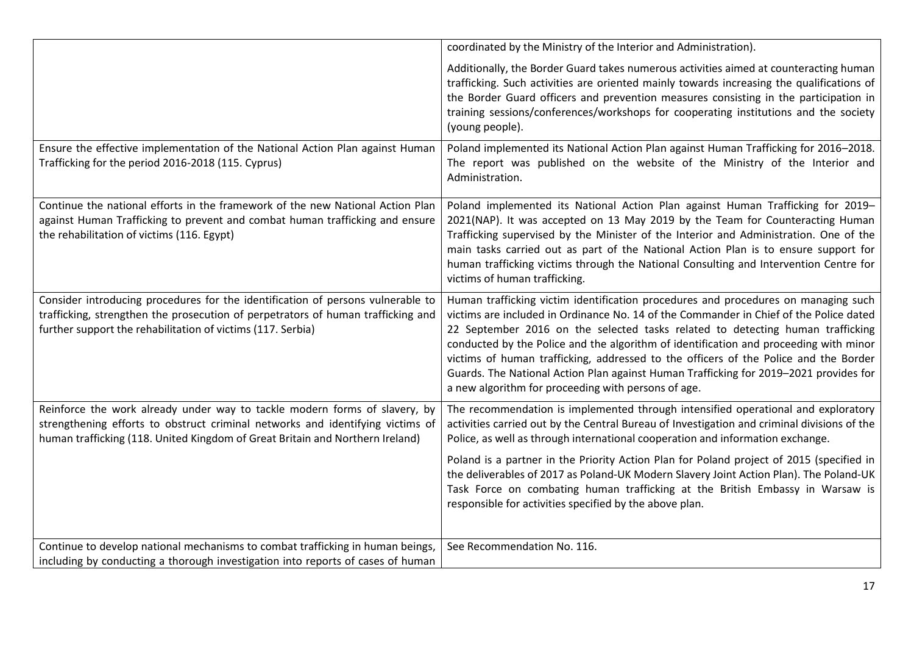| | |
|---|---|
| | coordinated by the Ministry of the Interior and Administration).<br><br>Additionally, the Border Guard takes numerous activities aimed at counteracting human trafficking. Such activities are oriented mainly towards increasing the qualifications of the Border Guard officers and prevention measures consisting in the participation in training sessions/conferences/workshops for cooperating institutions and the society (young people). |
| Ensure the effective implementation of the National Action Plan against Human Trafficking for the period 2016-2018 (115. Cyprus) | Poland implemented its National Action Plan against Human Trafficking for 2016–2018. The report was published on the website of the Ministry of the Interior and Administration. |
| Continue the national efforts in the framework of the new National Action Plan against Human Trafficking to prevent and combat human trafficking and ensure the rehabilitation of victims (116. Egypt) | Poland implemented its National Action Plan against Human Trafficking for 2019–2021(NAP). It was accepted on 13 May 2019 by the Team for Counteracting Human Trafficking supervised by the Minister of the Interior and Administration. One of the main tasks carried out as part of the National Action Plan is to ensure support for human trafficking victims through the National Consulting and Intervention Centre for victims of human trafficking. |
| Consider introducing procedures for the identification of persons vulnerable to trafficking, strengthen the prosecution of perpetrators of human trafficking and further support the rehabilitation of victims (117. Serbia) | Human trafficking victim identification procedures and procedures on managing such victims are included in Ordinance No. 14 of the Commander in Chief of the Police dated 22 September 2016 on the selected tasks related to detecting human trafficking conducted by the Police and the algorithm of identification and proceeding with minor victims of human trafficking, addressed to the officers of the Police and the Border Guards. The National Action Plan against Human Trafficking for 2019–2021 provides for a new algorithm for proceeding with persons of age. |
| Reinforce the work already under way to tackle modern forms of slavery, by strengthening efforts to obstruct criminal networks and identifying victims of human trafficking (118. United Kingdom of Great Britain and Northern Ireland) | The recommendation is implemented through intensified operational and exploratory activities carried out by the Central Bureau of Investigation and criminal divisions of the Police, as well as through international cooperation and information exchange.<br><br>Poland is a partner in the Priority Action Plan for Poland project of 2015 (specified in the deliverables of 2017 as Poland-UK Modern Slavery Joint Action Plan). The Poland-UK Task Force on combating human trafficking at the British Embassy in Warsaw is responsible for activities specified by the above plan. |
| Continue to develop national mechanisms to combat trafficking in human beings, including by conducting a thorough investigation into reports of cases of human | See Recommendation No. 116. |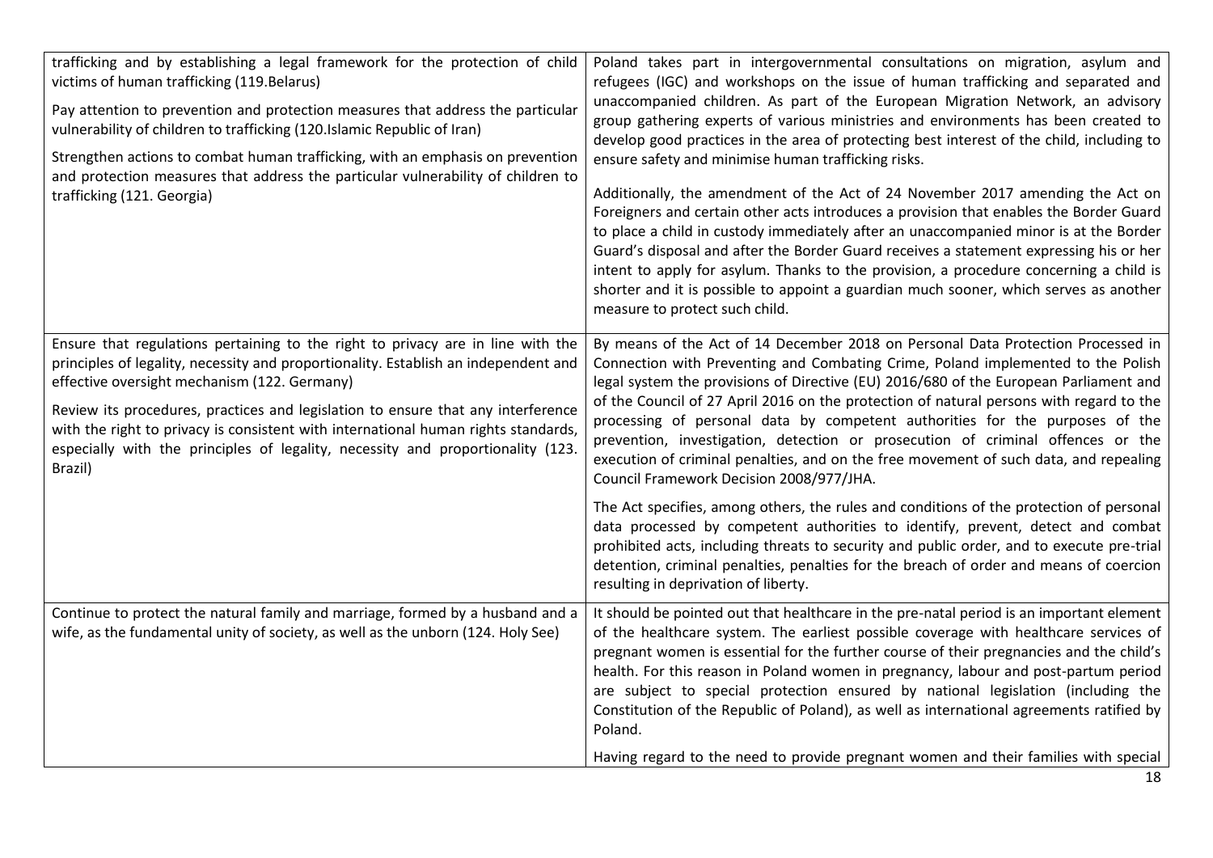| | |
|---|---|
| trafficking and by establishing a legal framework for the protection of child victims of human trafficking (119.Belarus)<br><br>Pay attention to prevention and protection measures that address the particular vulnerability of children to trafficking (120.Islamic Republic of Iran)<br><br>Strengthen actions to combat human trafficking, with an emphasis on prevention and protection measures that address the particular vulnerability of children to trafficking (121. Georgia) | Poland takes part in intergovernmental consultations on migration, asylum and refugees (IGC) and workshops on the issue of human trafficking and separated and unaccompanied children. As part of the European Migration Network, an advisory group gathering experts of various ministries and environments has been created to develop good practices in the area of protecting best interest of the child, including to ensure safety and minimise human trafficking risks.<br><br>Additionally, the amendment of the Act of 24 November 2017 amending the Act on Foreigners and certain other acts introduces a provision that enables the Border Guard to place a child in custody immediately after an unaccompanied minor is at the Border Guard's disposal and after the Border Guard receives a statement expressing his or her intent to apply for asylum. Thanks to the provision, a procedure concerning a child is shorter and it is possible to appoint a guardian much sooner, which serves as another measure to protect such child. |
| Ensure that regulations pertaining to the right to privacy are in line with the principles of legality, necessity and proportionality. Establish an independent and effective oversight mechanism (122. Germany)<br><br>Review its procedures, practices and legislation to ensure that any interference with the right to privacy is consistent with international human rights standards, especially with the principles of legality, necessity and proportionality (123. Brazil) | By means of the Act of 14 December 2018 on Personal Data Protection Processed in Connection with Preventing and Combating Crime, Poland implemented to the Polish legal system the provisions of Directive (EU) 2016/680 of the European Parliament and of the Council of 27 April 2016 on the protection of natural persons with regard to the processing of personal data by competent authorities for the purposes of the prevention, investigation, detection or prosecution of criminal offences or the execution of criminal penalties, and on the free movement of such data, and repealing Council Framework Decision 2008/977/JHA.<br><br>The Act specifies, among others, the rules and conditions of the protection of personal data processed by competent authorities to identify, prevent, detect and combat prohibited acts, including threats to security and public order, and to execute pre-trial detention, criminal penalties, penalties for the breach of order and means of coercion resulting in deprivation of liberty. |
| Continue to protect the natural family and marriage, formed by a husband and a wife, as the fundamental unity of society, as well as the unborn (124. Holy See) | It should be pointed out that healthcare in the pre-natal period is an important element of the healthcare system. The earliest possible coverage with healthcare services of pregnant women is essential for the further course of their pregnancies and the child's health. For this reason in Poland women in pregnancy, labour and post-partum period are subject to special protection ensured by national legislation (including the Constitution of the Republic of Poland), as well as international agreements ratified by Poland.<br><br>Having regard to the need to provide pregnant women and their families with special |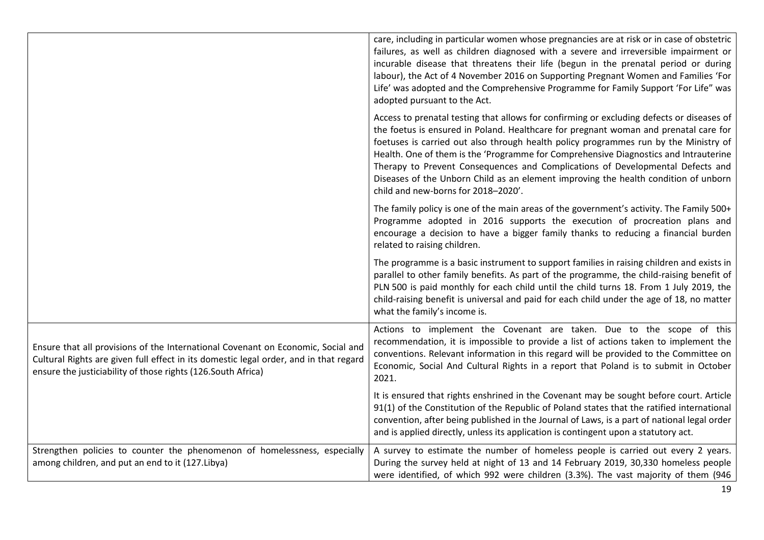| | |
|---|---|
| | care, including in particular women whose pregnancies are at risk or in case of obstetric failures, as well as children diagnosed with a severe and irreversible impairment or incurable disease that threatens their life (begun in the prenatal period or during labour), the Act of 4 November 2016 on Supporting Pregnant Women and Families 'For Life' was adopted and the Comprehensive Programme for Family Support 'For Life" was adopted pursuant to the Act.<br><br>Access to prenatal testing that allows for confirming or excluding defects or diseases of the foetus is ensured in Poland. Healthcare for pregnant woman and prenatal care for foetuses is carried out also through health policy programmes run by the Ministry of Health. One of them is the 'Programme for Comprehensive Diagnostics and Intrauterine Therapy to Prevent Consequences and Complications of Developmental Defects and Diseases of the Unborn Child as an element improving the health condition of unborn child and new-borns for 2018–2020'.<br><br>The family policy is one of the main areas of the government's activity. The Family 500+ Programme adopted in 2016 supports the execution of procreation plans and encourage a decision to have a bigger family thanks to reducing a financial burden related to raising children.<br><br>The programme is a basic instrument to support families in raising children and exists in parallel to other family benefits. As part of the programme, the child-raising benefit of PLN 500 is paid monthly for each child until the child turns 18. From 1 July 2019, the child-raising benefit is universal and paid for each child under the age of 18, no matter what the family's income is. |
| Ensure that all provisions of the International Covenant on Economic, Social and Cultural Rights are given full effect in its domestic legal order, and in that regard ensure the justiciability of those rights (126.South Africa) | Actions to implement the Covenant are taken. Due to the scope of this recommendation, it is impossible to provide a list of actions taken to implement the conventions. Relevant information in this regard will be provided to the Committee on Economic, Social And Cultural Rights in a report that Poland is to submit in October 2021.<br><br>It is ensured that rights enshrined in the Covenant may be sought before court. Article 91(1) of the Constitution of the Republic of Poland states that the ratified international convention, after being published in the Journal of Laws, is a part of national legal order and is applied directly, unless its application is contingent upon a statutory act. |
| Strengthen policies to counter the phenomenon of homelessness, especially among children, and put an end to it (127.Libya) | A survey to estimate the number of homeless people is carried out every 2 years. During the survey held at night of 13 and 14 February 2019, 30,330 homeless people were identified, of which 992 were children (3.3%). The vast majority of them (946 |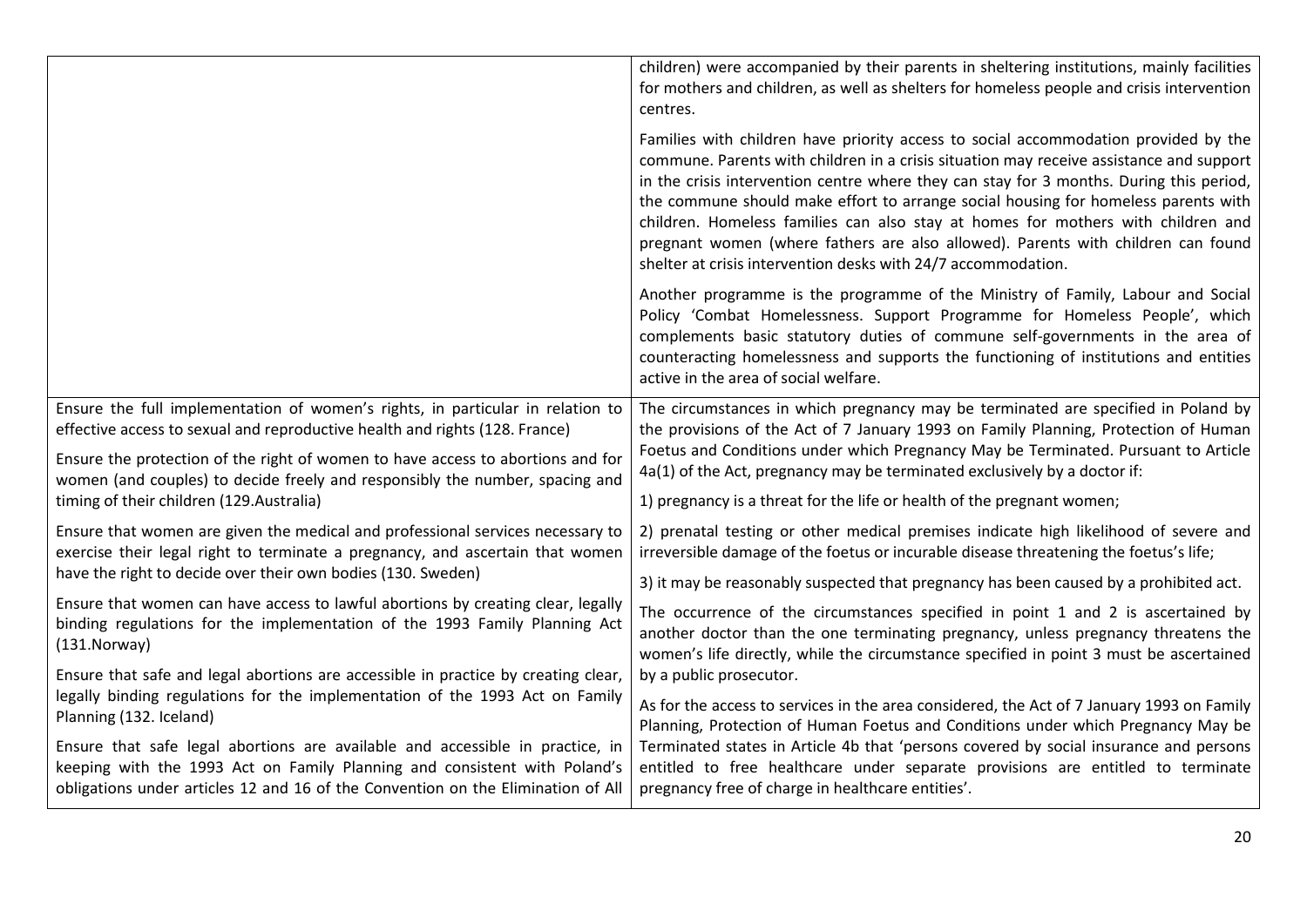| | |
|---|---|
| | children) were accompanied by their parents in sheltering institutions, mainly facilities for mothers and children, as well as shelters for homeless people and crisis intervention centres.<br><br>Families with children have priority access to social accommodation provided by the commune. Parents with children in a crisis situation may receive assistance and support in the crisis intervention centre where they can stay for 3 months. During this period, the commune should make effort to arrange social housing for homeless parents with children. Homeless families can also stay at homes for mothers with children and pregnant women (where fathers are also allowed). Parents with children can found shelter at crisis intervention desks with 24/7 accommodation.<br><br>Another programme is the programme of the Ministry of Family, Labour and Social Policy 'Combat Homelessness. Support Programme for Homeless People', which complements basic statutory duties of commune self-governments in the area of counteracting homelessness and supports the functioning of institutions and entities active in the area of social welfare. |
| Ensure the full implementation of women's rights, in particular in relation to effective access to sexual and reproductive health and rights (128. France)<br><br>Ensure the protection of the right of women to have access to abortions and for women (and couples) to decide freely and responsibly the number, spacing and timing of their children (129.Australia)<br><br>Ensure that women are given the medical and professional services necessary to exercise their legal right to terminate a pregnancy, and ascertain that women have the right to decide over their own bodies (130. Sweden)<br><br>Ensure that women can have access to lawful abortions by creating clear, legally binding regulations for the implementation of the 1993 Family Planning Act (131.Norway)<br><br>Ensure that safe and legal abortions are accessible in practice by creating clear, legally binding regulations for the implementation of the 1993 Act on Family Planning (132. Iceland)<br><br>Ensure that safe legal abortions are available and accessible in practice, in keeping with the 1993 Act on Family Planning and consistent with Poland's obligations under articles 12 and 16 of the Convention on the Elimination of All | The circumstances in which pregnancy may be terminated are specified in Poland by the provisions of the Act of 7 January 1993 on Family Planning, Protection of Human Foetus and Conditions under which Pregnancy May be Terminated. Pursuant to Article 4a(1) of the Act, pregnancy may be terminated exclusively by a doctor if:<br><br>1) pregnancy is a threat for the life or health of the pregnant women;<br><br>2) prenatal testing or other medical premises indicate high likelihood of severe and irreversible damage of the foetus or incurable disease threatening the foetus's life;<br><br>3) it may be reasonably suspected that pregnancy has been caused by a prohibited act.<br><br>The occurrence of the circumstances specified in point 1 and 2 is ascertained by another doctor than the one terminating pregnancy, unless pregnancy threatens the women's life directly, while the circumstance specified in point 3 must be ascertained by a public prosecutor.<br><br>As for the access to services in the area considered, the Act of 7 January 1993 on Family Planning, Protection of Human Foetus and Conditions under which Pregnancy May be Terminated states in Article 4b that 'persons covered by social insurance and persons entitled to free healthcare under separate provisions are entitled to terminate pregnancy free of charge in healthcare entities'. |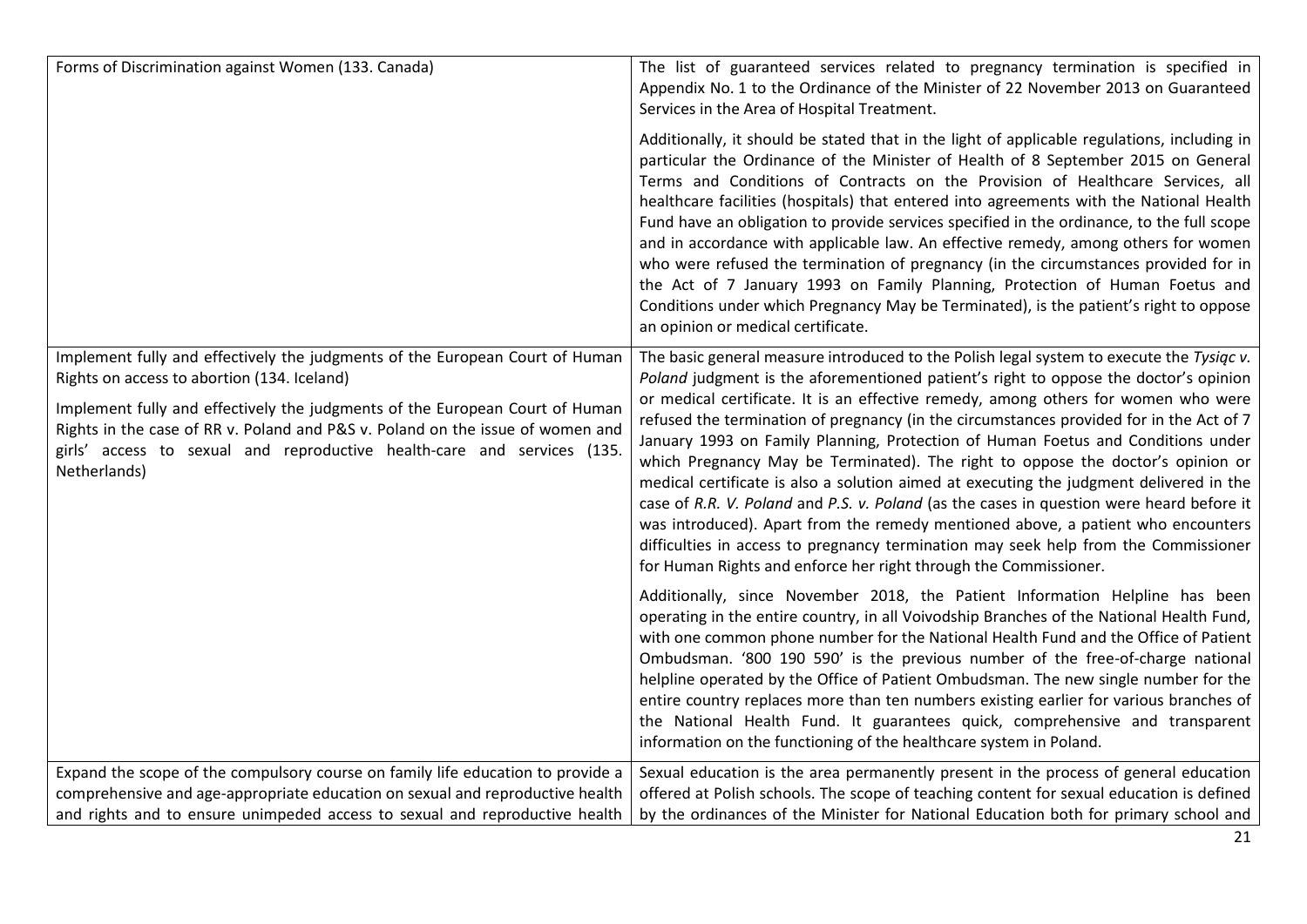| | |
|---|---|
| Forms of Discrimination against Women (133. Canada) | The list of guaranteed services related to pregnancy termination is specified in Appendix No. 1 to the Ordinance of the Minister of 22 November 2013 on Guaranteed Services in the Area of Hospital Treatment.<br><br>Additionally, it should be stated that in the light of applicable regulations, including in particular the Ordinance of the Minister of Health of 8 September 2015 on General Terms and Conditions of Contracts on the Provision of Healthcare Services, all healthcare facilities (hospitals) that entered into agreements with the National Health Fund have an obligation to provide services specified in the ordinance, to the full scope and in accordance with applicable law. An effective remedy, among others for women who were refused the termination of pregnancy (in the circumstances provided for in the Act of 7 January 1993 on Family Planning, Protection of Human Foetus and Conditions under which Pregnancy May be Terminated), is the patient's right to oppose an opinion or medical certificate. |
| Implement fully and effectively the judgments of the European Court of Human Rights on access to abortion (134. Iceland)<br><br>Implement fully and effectively the judgments of the European Court of Human Rights in the case of RR v. Poland and P&S v. Poland on the issue of women and girls' access to sexual and reproductive health-care and services (135. Netherlands) | The basic general measure introduced to the Polish legal system to execute the *Tysiąc v. Poland* judgment is the aforementioned patient's right to oppose the doctor's opinion or medical certificate. It is an effective remedy, among others for women who were refused the termination of pregnancy (in the circumstances provided for in the Act of 7 January 1993 on Family Planning, Protection of Human Foetus and Conditions under which Pregnancy May be Terminated). The right to oppose the doctor's opinion or medical certificate is also a solution aimed at executing the judgment delivered in the case of *R.R. V. Poland* and *P.S. v. Poland* (as the cases in question were heard before it was introduced). Apart from the remedy mentioned above, a patient who encounters difficulties in access to pregnancy termination may seek help from the Commissioner for Human Rights and enforce her right through the Commissioner.<br><br>Additionally, since November 2018, the Patient Information Helpline has been operating in the entire country, in all Voivodship Branches of the National Health Fund, with one common phone number for the National Health Fund and the Office of Patient Ombudsman. '800 190 590' is the previous number of the free-of-charge national helpline operated by the Office of Patient Ombudsman. The new single number for the entire country replaces more than ten numbers existing earlier for various branches of the National Health Fund. It guarantees quick, comprehensive and transparent information on the functioning of the healthcare system in Poland. |
| Expand the scope of the compulsory course on family life education to provide a comprehensive and age-appropriate education on sexual and reproductive health and rights and to ensure unimpeded access to sexual and reproductive health | Sexual education is the area permanently present in the process of general education offered at Polish schools. The scope of teaching content for sexual education is defined by the ordinances of the Minister for National Education both for primary school and |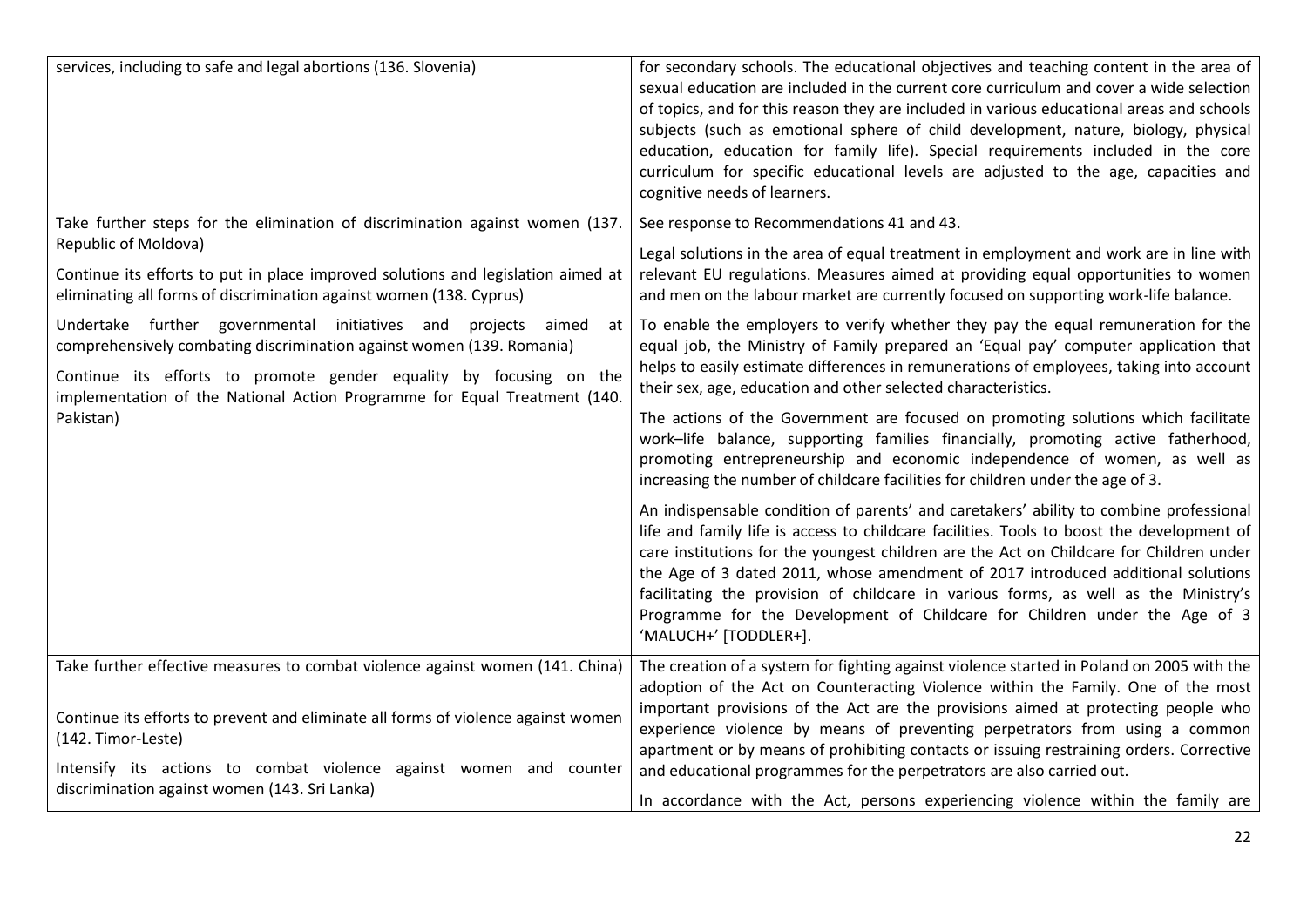| | |
|---|---|
| services, including to safe and legal abortions (136. Slovenia) | for secondary schools. The educational objectives and teaching content in the area of sexual education are included in the current core curriculum and cover a wide selection of topics, and for this reason they are included in various educational areas and schools subjects (such as emotional sphere of child development, nature, biology, physical education, education for family life). Special requirements included in the core curriculum for specific educational levels are adjusted to the age, capacities and cognitive needs of learners. |
| Take further steps for the elimination of discrimination against women (137. Republic of Moldova)<br><br>Continue its efforts to put in place improved solutions and legislation aimed at eliminating all forms of discrimination against women (138. Cyprus)<br><br>Undertake further governmental initiatives and projects aimed at comprehensively combating discrimination against women (139. Romania)<br><br>Continue its efforts to promote gender equality by focusing on the implementation of the National Action Programme for Equal Treatment (140. Pakistan) | See response to Recommendations 41 and 43.<br><br>Legal solutions in the area of equal treatment in employment and work are in line with relevant EU regulations. Measures aimed at providing equal opportunities to women and men on the labour market are currently focused on supporting work-life balance.<br><br>To enable the employers to verify whether they pay the equal remuneration for the equal job, the Ministry of Family prepared an 'Equal pay' computer application that helps to easily estimate differences in remunerations of employees, taking into account their sex, age, education and other selected characteristics.<br><br>The actions of the Government are focused on promoting solutions which facilitate work–life balance, supporting families financially, promoting active fatherhood, promoting entrepreneurship and economic independence of women, as well as increasing the number of childcare facilities for children under the age of 3.<br><br>An indispensable condition of parents' and caretakers' ability to combine professional life and family life is access to childcare facilities. Tools to boost the development of care institutions for the youngest children are the Act on Childcare for Children under the Age of 3 dated 2011, whose amendment of 2017 introduced additional solutions facilitating the provision of childcare in various forms, as well as the Ministry's Programme for the Development of Childcare for Children under the Age of 3 'MALUCH+' [TODDLER+]. |
| Take further effective measures to combat violence against women (141. China)<br><br>Continue its efforts to prevent and eliminate all forms of violence against women (142. Timor-Leste)<br><br>Intensify its actions to combat violence against women and counter discrimination against women (143. Sri Lanka) | The creation of a system for fighting against violence started in Poland on 2005 with the adoption of the Act on Counteracting Violence within the Family. One of the most important provisions of the Act are the provisions aimed at protecting people who experience violence by means of preventing perpetrators from using a common apartment or by means of prohibiting contacts or issuing restraining orders. Corrective and educational programmes for the perpetrators are also carried out.<br><br>In accordance with the Act, persons experiencing violence within the family are |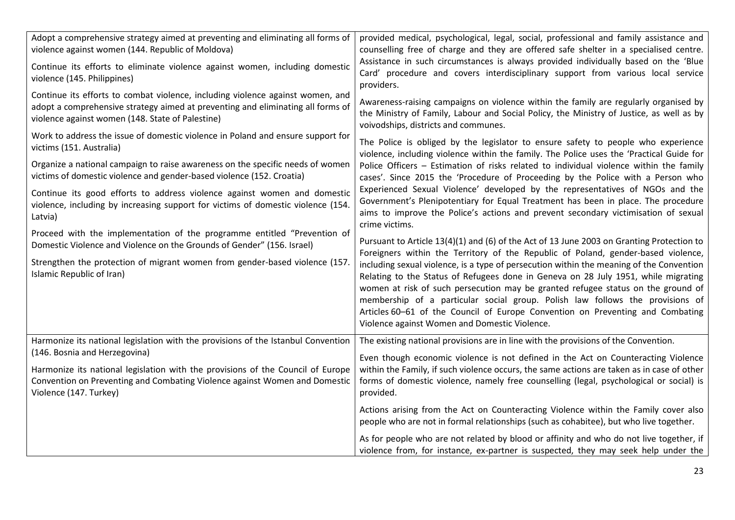| | |
|---|---|
| Adopt a comprehensive strategy aimed at preventing and eliminating all forms of violence against women (144. Republic of Moldova)<br><br>Continue its efforts to eliminate violence against women, including domestic violence (145. Philippines)<br><br>Continue its efforts to combat violence, including violence against women, and adopt a comprehensive strategy aimed at preventing and eliminating all forms of violence against women (148. State of Palestine)<br><br>Work to address the issue of domestic violence in Poland and ensure support for victims (151. Australia)<br><br>Organize a national campaign to raise awareness on the specific needs of women victims of domestic violence and gender-based violence (152. Croatia)<br><br>Continue its good efforts to address violence against women and domestic violence, including by increasing support for victims of domestic violence (154. Latvia)<br><br>Proceed with the implementation of the programme entitled "Prevention of Domestic Violence and Violence on the Grounds of Gender" (156. Israel)<br><br>Strengthen the protection of migrant women from gender-based violence (157. Islamic Republic of Iran) | provided medical, psychological, legal, social, professional and family assistance and counselling free of charge and they are offered safe shelter in a specialised centre. Assistance in such circumstances is always provided individually based on the 'Blue Card' procedure and covers interdisciplinary support from various local service providers.<br><br>Awareness-raising campaigns on violence within the family are regularly organised by the Ministry of Family, Labour and Social Policy, the Ministry of Justice, as well as by voivodships, districts and communes.<br><br>The Police is obliged by the legislator to ensure safety to people who experience violence, including violence within the family. The Police uses the 'Practical Guide for Police Officers – Estimation of risks related to individual violence within the family cases'. Since 2015 the 'Procedure of Proceeding by the Police with a Person who Experienced Sexual Violence' developed by the representatives of NGOs and the Government's Plenipotentiary for Equal Treatment has been in place. The procedure aims to improve the Police's actions and prevent secondary victimisation of sexual crime victims.<br><br>Pursuant to Article 13(4)(1) and (6) of the Act of 13 June 2003 on Granting Protection to Foreigners within the Territory of the Republic of Poland, gender-based violence, including sexual violence, is a type of persecution within the meaning of the Convention Relating to the Status of Refugees done in Geneva on 28 July 1951, while migrating women at risk of such persecution may be granted refugee status on the ground of membership of a particular social group. Polish law follows the provisions of Articles 60–61 of the Council of Europe Convention on Preventing and Combating Violence against Women and Domestic Violence. |
| Harmonize its national legislation with the provisions of the Istanbul Convention (146. Bosnia and Herzegovina)<br><br>Harmonize its national legislation with the provisions of the Council of Europe Convention on Preventing and Combating Violence against Women and Domestic Violence (147. Turkey) | The existing national provisions are in line with the provisions of the Convention.<br><br>Even though economic violence is not defined in the Act on Counteracting Violence within the Family, if such violence occurs, the same actions are taken as in case of other forms of domestic violence, namely free counselling (legal, psychological or social) is provided.<br><br>Actions arising from the Act on Counteracting Violence within the Family cover also people who are not in formal relationships (such as cohabitee), but who live together.<br><br>As for people who are not related by blood or affinity and who do not live together, if violence from, for instance, ex-partner is suspected, they may seek help under the |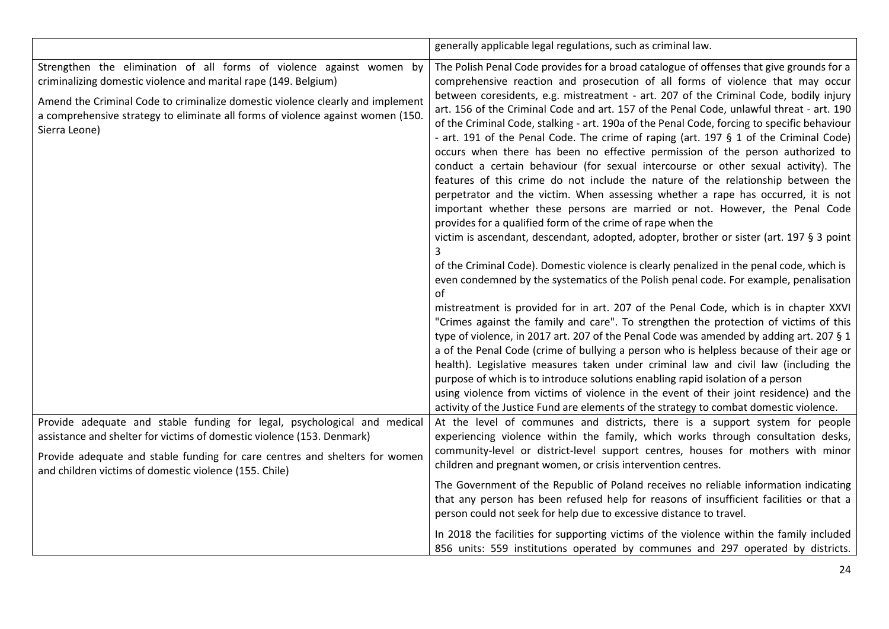| | |
|---|---|
| | generally applicable legal regulations, such as criminal law. |
| Strengthen the elimination of all forms of violence against women by criminalizing domestic violence and marital rape (149. Belgium)<br><br>Amend the Criminal Code to criminalize domestic violence clearly and implement a comprehensive strategy to eliminate all forms of violence against women (150. Sierra Leone) | The Polish Penal Code provides for a broad catalogue of offenses that give grounds for a comprehensive reaction and prosecution of all forms of violence that may occur between coresidents, e.g. mistreatment - art. 207 of the Criminal Code, bodily injury art. 156 of the Criminal Code and art. 157 of the Penal Code, unlawful threat - art. 190 of the Criminal Code, stalking - art. 190a of the Penal Code, forcing to specific behaviour - art. 191 of the Penal Code. The crime of raping (art. 197 § 1 of the Criminal Code) occurs when there has been no effective permission of the person authorized to conduct a certain behaviour (for sexual intercourse or other sexual activity). The features of this crime do not include the nature of the relationship between the perpetrator and the victim. When assessing whether a rape has occurred, it is not important whether these persons are married or not. However, the Penal Code provides for a qualified form of the crime of rape when the victim is ascendant, descendant, adopted, adopter, brother or sister (art. 197 § 3 point 3 of the Criminal Code). Domestic violence is clearly penalized in the penal code, which is even condemned by the systematics of the Polish penal code. For example, penalisation of mistreatment is provided for in art. 207 of the Penal Code, which is in chapter XXVI "Crimes against the family and care". To strengthen the protection of victims of this type of violence, in 2017 art. 207 of the Penal Code was amended by adding art. 207 § 1 a of the Penal Code (crime of bullying a person who is helpless because of their age or health). Legislative measures taken under criminal law and civil law (including the purpose of which is to introduce solutions enabling rapid isolation of a person using violence from victims of violence in the event of their joint residence) and the activity of the Justice Fund are elements of the strategy to combat domestic violence. |
| Provide adequate and stable funding for legal, psychological and medical assistance and shelter for victims of domestic violence (153. Denmark)<br><br>Provide adequate and stable funding for care centres and shelters for women and children victims of domestic violence (155. Chile) | At the level of communes and districts, there is a support system for people experiencing violence within the family, which works through consultation desks, community-level or district-level support centres, houses for mothers with minor children and pregnant women, or crisis intervention centres.<br><br>The Government of the Republic of Poland receives no reliable information indicating that any person has been refused help for reasons of insufficient facilities or that a person could not seek for help due to excessive distance to travel.<br><br>In 2018 the facilities for supporting victims of the violence within the family included 856 units: 559 institutions operated by communes and 297 operated by districts. |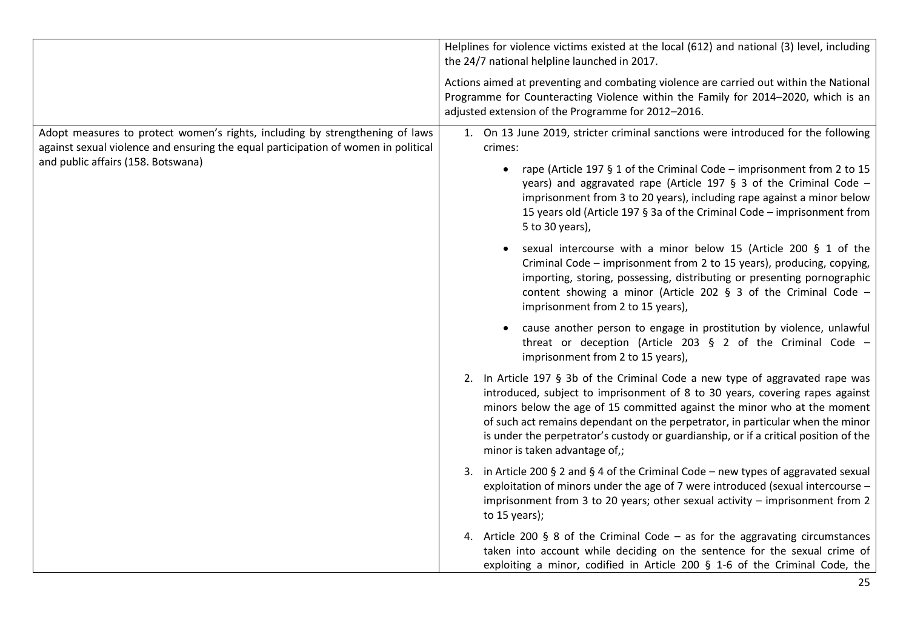| | |
|---|---|
| | Helplines for violence victims existed at the local (612) and national (3) level, including the 24/7 national helpline launched in 2017.<br><br>Actions aimed at preventing and combating violence are carried out within the National Programme for Counteracting Violence within the Family for 2014–2020, which is an adjusted extension of the Programme for 2012–2016. |
| Adopt measures to protect women's rights, including by strengthening of laws against sexual violence and ensuring the equal participation of women in political and public affairs (158. Botswana) | 1. On 13 June 2019, stricter criminal sanctions were introduced for the following crimes:<br>• rape (Article 197 § 1 of the Criminal Code – imprisonment from 2 to 15 years) and aggravated rape (Article 197 § 3 of the Criminal Code – imprisonment from 3 to 20 years), including rape against a minor below 15 years old (Article 197 § 3a of the Criminal Code – imprisonment from 5 to 30 years),<br>• sexual intercourse with a minor below 15 (Article 200 § 1 of the Criminal Code – imprisonment from 2 to 15 years), producing, copying, importing, storing, possessing, distributing or presenting pornographic content showing a minor (Article 202 § 3 of the Criminal Code – imprisonment from 2 to 15 years),<br>• cause another person to engage in prostitution by violence, unlawful threat or deception (Article 203 § 2 of the Criminal Code – imprisonment from 2 to 15 years),<br><br>2. In Article 197 § 3b of the Criminal Code a new type of aggravated rape was introduced, subject to imprisonment of 8 to 30 years, covering rapes against minors below the age of 15 committed against the minor who at the moment of such act remains dependant on the perpetrator, in particular when the minor is under the perpetrator's custody or guardianship, or if a critical position of the minor is taken advantage of,;<br><br>3. in Article 200 § 2 and § 4 of the Criminal Code – new types of aggravated sexual exploitation of minors under the age of 7 were introduced (sexual intercourse – imprisonment from 3 to 20 years; other sexual activity – imprisonment from 2 to 15 years);<br><br>4. Article 200 § 8 of the Criminal Code – as for the aggravating circumstances taken into account while deciding on the sentence for the sexual crime of exploiting a minor, codified in Article 200 § 1-6 of the Criminal Code, the |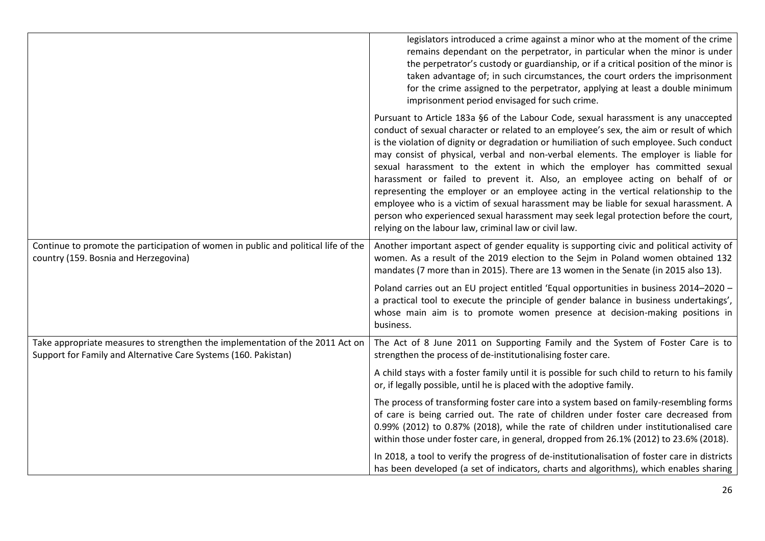| | |
|---|---|
| | legislators introduced a crime against a minor who at the moment of the crime remains dependant on the perpetrator, in particular when the minor is under the perpetrator's custody or guardianship, or if a critical position of the minor is taken advantage of; in such circumstances, the court orders the imprisonment for the crime assigned to the perpetrator, applying at least a double minimum imprisonment period envisaged for such crime.<br><br>Pursuant to Article 183a §6 of the Labour Code, sexual harassment is any unaccepted conduct of sexual character or related to an employee's sex, the aim or result of which is the violation of dignity or degradation or humiliation of such employee. Such conduct may consist of physical, verbal and non-verbal elements. The employer is liable for sexual harassment to the extent in which the employer has committed sexual harassment or failed to prevent it. Also, an employee acting on behalf of or representing the employer or an employee acting in the vertical relationship to the employee who is a victim of sexual harassment may be liable for sexual harassment. A person who experienced sexual harassment may seek legal protection before the court, relying on the labour law, criminal law or civil law. |
| Continue to promote the participation of women in public and political life of the country (159. Bosnia and Herzegovina) | Another important aspect of gender equality is supporting civic and political activity of women. As a result of the 2019 election to the Sejm in Poland women obtained 132 mandates (7 more than in 2015). There are 13 women in the Senate (in 2015 also 13).<br><br>Poland carries out an EU project entitled 'Equal opportunities in business 2014–2020 – a practical tool to execute the principle of gender balance in business undertakings', whose main aim is to promote women presence at decision-making positions in business. |
| Take appropriate measures to strengthen the implementation of the 2011 Act on Support for Family and Alternative Care Systems (160. Pakistan) | The Act of 8 June 2011 on Supporting Family and the System of Foster Care is to strengthen the process of de-institutionalising foster care.<br><br>A child stays with a foster family until it is possible for such child to return to his family or, if legally possible, until he is placed with the adoptive family.<br><br>The process of transforming foster care into a system based on family-resembling forms of care is being carried out. The rate of children under foster care decreased from 0.99% (2012) to 0.87% (2018), while the rate of children under institutionalised care within those under foster care, in general, dropped from 26.1% (2012) to 23.6% (2018).<br><br>In 2018, a tool to verify the progress of de-institutionalisation of foster care in districts has been developed (a set of indicators, charts and algorithms), which enables sharing |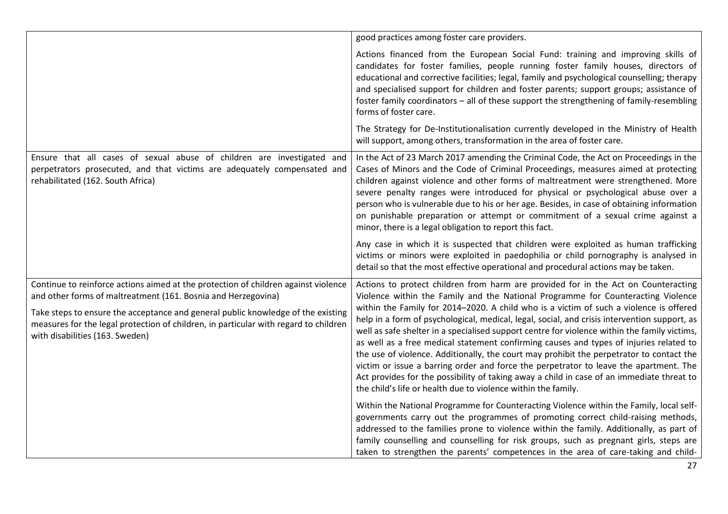| | |
|---|---|
| | good practices among foster care providers.<br><br>Actions financed from the European Social Fund: training and improving skills of candidates for foster families, people running foster family houses, directors of educational and corrective facilities; legal, family and psychological counselling; therapy and specialised support for children and foster parents; support groups; assistance of foster family coordinators – all of these support the strengthening of family-resembling forms of foster care.<br><br>The Strategy for De-Institutionalisation currently developed in the Ministry of Health will support, among others, transformation in the area of foster care. |
| Ensure that all cases of sexual abuse of children are investigated and perpetrators prosecuted, and that victims are adequately compensated and rehabilitated (162. South Africa) | In the Act of 23 March 2017 amending the Criminal Code, the Act on Proceedings in the Cases of Minors and the Code of Criminal Proceedings, measures aimed at protecting children against violence and other forms of maltreatment were strengthened. More severe penalty ranges were introduced for physical or psychological abuse over a person who is vulnerable due to his or her age. Besides, in case of obtaining information on punishable preparation or attempt or commitment of a sexual crime against a minor, there is a legal obligation to report this fact.<br><br>Any case in which it is suspected that children were exploited as human trafficking victims or minors were exploited in paedophilia or child pornography is analysed in detail so that the most effective operational and procedural actions may be taken. |
| Continue to reinforce actions aimed at the protection of children against violence and other forms of maltreatment (161. Bosnia and Herzegovina)<br><br>Take steps to ensure the acceptance and general public knowledge of the existing measures for the legal protection of children, in particular with regard to children with disabilities (163. Sweden) | Actions to protect children from harm are provided for in the Act on Counteracting Violence within the Family and the National Programme for Counteracting Violence within the Family for 2014–2020. A child who is a victim of such a violence is offered help in a form of psychological, medical, legal, social, and crisis intervention support, as well as safe shelter in a specialised support centre for violence within the family victims, as well as a free medical statement confirming causes and types of injuries related to the use of violence. Additionally, the court may prohibit the perpetrator to contact the victim or issue a barring order and force the perpetrator to leave the apartment. The Act provides for the possibility of taking away a child in case of an immediate threat to the child's life or health due to violence within the family.<br><br>Within the National Programme for Counteracting Violence within the Family, local self-governments carry out the programmes of promoting correct child-raising methods, addressed to the families prone to violence within the family. Additionally, as part of family counselling and counselling for risk groups, such as pregnant girls, steps are taken to strengthen the parents' competences in the area of care-taking and child- |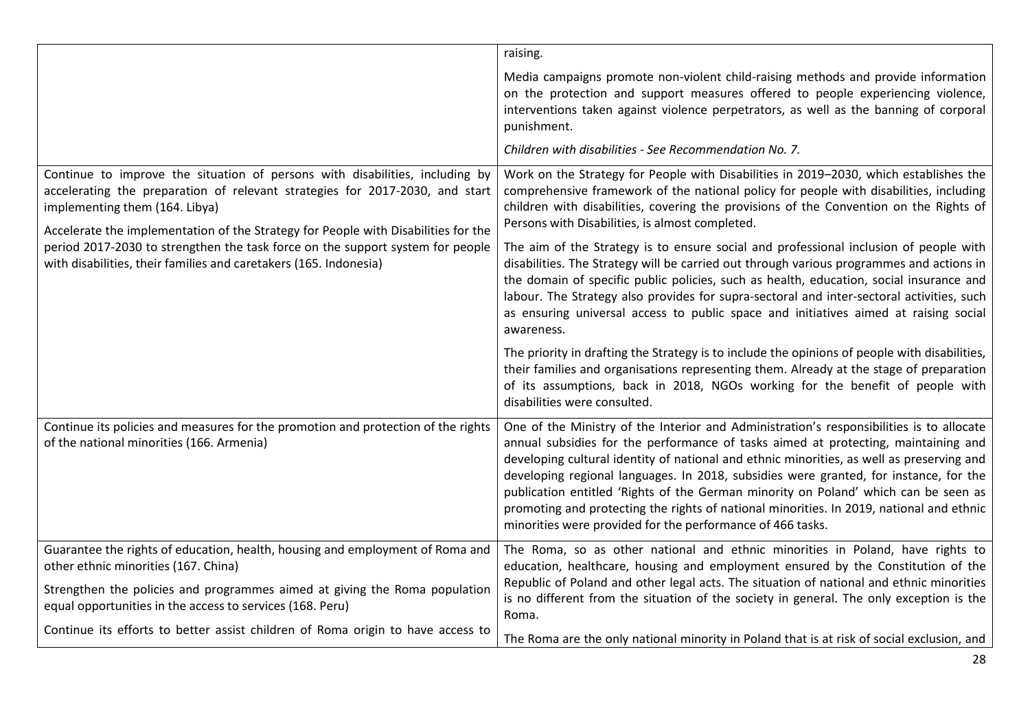| | |
|---|---|
| | raising.<br><br>Media campaigns promote non-violent child-raising methods and provide information on the protection and support measures offered to people experiencing violence, interventions taken against violence perpetrators, as well as the banning of corporal punishment.<br><br>*Children with disabilities - See Recommendation No. 7.* |
| Continue to improve the situation of persons with disabilities, including by accelerating the preparation of relevant strategies for 2017-2030, and start implementing them (164. Libya)<br><br>Accelerate the implementation of the Strategy for People with Disabilities for the period 2017-2030 to strengthen the task force on the support system for people with disabilities, their families and caretakers (165. Indonesia) | Work on the Strategy for People with Disabilities in 2019–2030, which establishes the comprehensive framework of the national policy for people with disabilities, including children with disabilities, covering the provisions of the Convention on the Rights of Persons with Disabilities, is almost completed.<br><br>The aim of the Strategy is to ensure social and professional inclusion of people with disabilities. The Strategy will be carried out through various programmes and actions in the domain of specific public policies, such as health, education, social insurance and labour. The Strategy also provides for supra-sectoral and inter-sectoral activities, such as ensuring universal access to public space and initiatives aimed at raising social awareness.<br><br>The priority in drafting the Strategy is to include the opinions of people with disabilities, their families and organisations representing them. Already at the stage of preparation of its assumptions, back in 2018, NGOs working for the benefit of people with disabilities were consulted. |
| Continue its policies and measures for the promotion and protection of the rights of the national minorities (166. Armenia) | One of the Ministry of the Interior and Administration's responsibilities is to allocate annual subsidies for the performance of tasks aimed at protecting, maintaining and developing cultural identity of national and ethnic minorities, as well as preserving and developing regional languages. In 2018, subsidies were granted, for instance, for the publication entitled 'Rights of the German minority on Poland' which can be seen as promoting and protecting the rights of national minorities. In 2019, national and ethnic minorities were provided for the performance of 466 tasks. |
| Guarantee the rights of education, health, housing and employment of Roma and other ethnic minorities (167. China)<br><br>Strengthen the policies and programmes aimed at giving the Roma population equal opportunities in the access to services (168. Peru)<br><br>Continue its efforts to better assist children of Roma origin to have access to | The Roma, so as other national and ethnic minorities in Poland, have rights to education, healthcare, housing and employment ensured by the Constitution of the Republic of Poland and other legal acts. The situation of national and ethnic minorities is no different from the situation of the society in general. The only exception is the Roma.<br><br>The Roma are the only national minority in Poland that is at risk of social exclusion, and |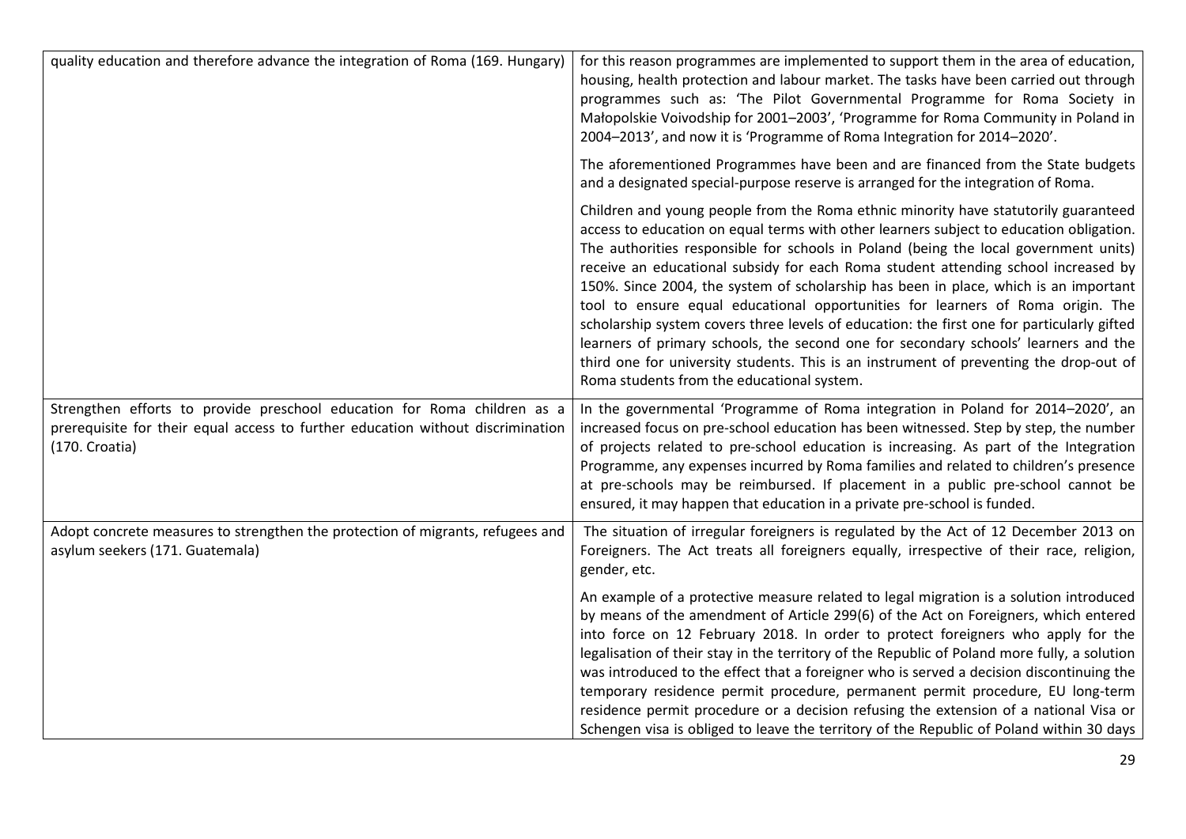| | |
|---|---|
| quality education and therefore advance the integration of Roma (169. Hungary) | for this reason programmes are implemented to support them in the area of education, housing, health protection and labour market. The tasks have been carried out through programmes such as: 'The Pilot Governmental Programme for Roma Society in Małopolskie Voivodship for 2001–2003', 'Programme for Roma Community in Poland in 2004–2013', and now it is 'Programme of Roma Integration for 2014–2020'.<br><br>The aforementioned Programmes have been and are financed from the State budgets and a designated special-purpose reserve is arranged for the integration of Roma.<br><br>Children and young people from the Roma ethnic minority have statutorily guaranteed access to education on equal terms with other learners subject to education obligation. The authorities responsible for schools in Poland (being the local government units) receive an educational subsidy for each Roma student attending school increased by 150%. Since 2004, the system of scholarship has been in place, which is an important tool to ensure equal educational opportunities for learners of Roma origin. The scholarship system covers three levels of education: the first one for particularly gifted learners of primary schools, the second one for secondary schools' learners and the third one for university students. This is an instrument of preventing the drop-out of Roma students from the educational system. |
| Strengthen efforts to provide preschool education for Roma children as a prerequisite for their equal access to further education without discrimination (170. Croatia) | In the governmental 'Programme of Roma integration in Poland for 2014–2020', an increased focus on pre-school education has been witnessed. Step by step, the number of projects related to pre-school education is increasing. As part of the Integration Programme, any expenses incurred by Roma families and related to children's presence at pre-schools may be reimbursed. If placement in a public pre-school cannot be ensured, it may happen that education in a private pre-school is funded. |
| Adopt concrete measures to strengthen the protection of migrants, refugees and asylum seekers (171. Guatemala) | The situation of irregular foreigners is regulated by the Act of 12 December 2013 on Foreigners. The Act treats all foreigners equally, irrespective of their race, religion, gender, etc.<br><br>An example of a protective measure related to legal migration is a solution introduced by means of the amendment of Article 299(6) of the Act on Foreigners, which entered into force on 12 February 2018. In order to protect foreigners who apply for the legalisation of their stay in the territory of the Republic of Poland more fully, a solution was introduced to the effect that a foreigner who is served a decision discontinuing the temporary residence permit procedure, permanent permit procedure, EU long-term residence permit procedure or a decision refusing the extension of a national Visa or Schengen visa is obliged to leave the territory of the Republic of Poland within 30 days |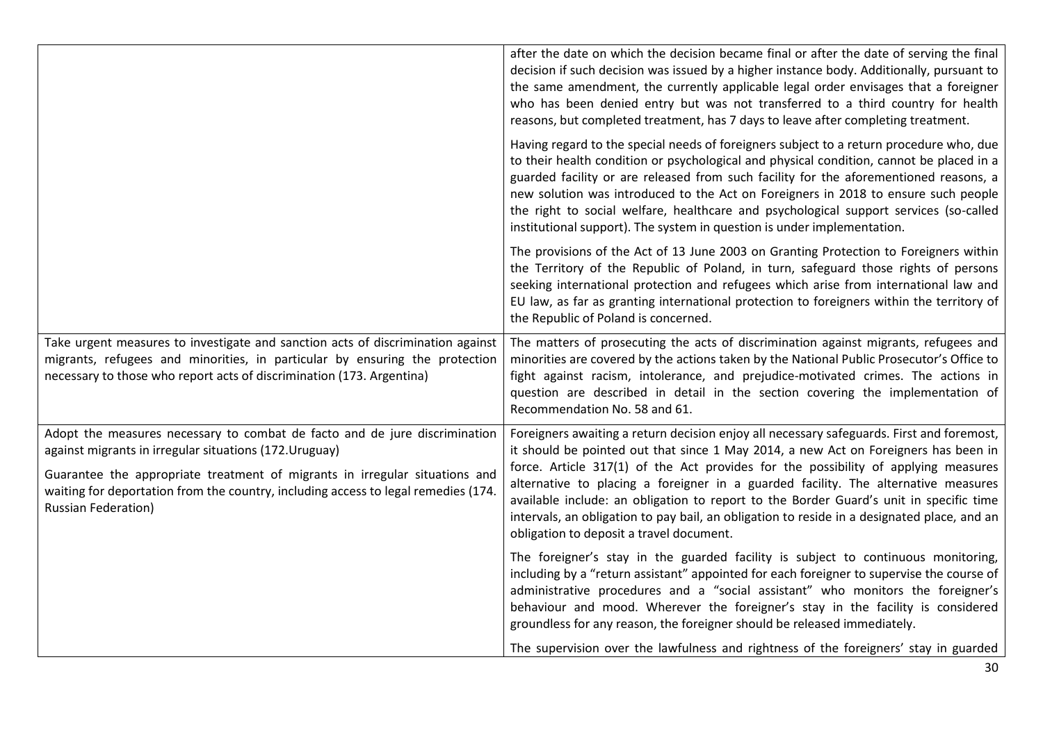| | |
|---|---|
| | after the date on which the decision became final or after the date of serving the final decision if such decision was issued by a higher instance body. Additionally, pursuant to the same amendment, the currently applicable legal order envisages that a foreigner who has been denied entry but was not transferred to a third country for health reasons, but completed treatment, has 7 days to leave after completing treatment.<br><br>Having regard to the special needs of foreigners subject to a return procedure who, due to their health condition or psychological and physical condition, cannot be placed in a guarded facility or are released from such facility for the aforementioned reasons, a new solution was introduced to the Act on Foreigners in 2018 to ensure such people the right to social welfare, healthcare and psychological support services (so-called institutional support). The system in question is under implementation.<br><br>The provisions of the Act of 13 June 2003 on Granting Protection to Foreigners within the Territory of the Republic of Poland, in turn, safeguard those rights of persons seeking international protection and refugees which arise from international law and EU law, as far as granting international protection to foreigners within the territory of the Republic of Poland is concerned. |
| Take urgent measures to investigate and sanction acts of discrimination against migrants, refugees and minorities, in particular by ensuring the protection necessary to those who report acts of discrimination (173. Argentina) | The matters of prosecuting the acts of discrimination against migrants, refugees and minorities are covered by the actions taken by the National Public Prosecutor's Office to fight against racism, intolerance, and prejudice-motivated crimes. The actions in question are described in detail in the section covering the implementation of Recommendation No. 58 and 61. |
| Adopt the measures necessary to combat de facto and de jure discrimination against migrants in irregular situations (172.Uruguay)<br><br>Guarantee the appropriate treatment of migrants in irregular situations and waiting for deportation from the country, including access to legal remedies (174. Russian Federation) | Foreigners awaiting a return decision enjoy all necessary safeguards. First and foremost, it should be pointed out that since 1 May 2014, a new Act on Foreigners has been in force. Article 317(1) of the Act provides for the possibility of applying measures alternative to placing a foreigner in a guarded facility. The alternative measures available include: an obligation to report to the Border Guard's unit in specific time intervals, an obligation to pay bail, an obligation to reside in a designated place, and an obligation to deposit a travel document.<br><br>The foreigner's stay in the guarded facility is subject to continuous monitoring, including by a "return assistant" appointed for each foreigner to supervise the course of administrative procedures and a "social assistant" who monitors the foreigner's behaviour and mood. Wherever the foreigner's stay in the facility is considered groundless for any reason, the foreigner should be released immediately.<br><br>The supervision over the lawfulness and rightness of the foreigners' stay in guarded |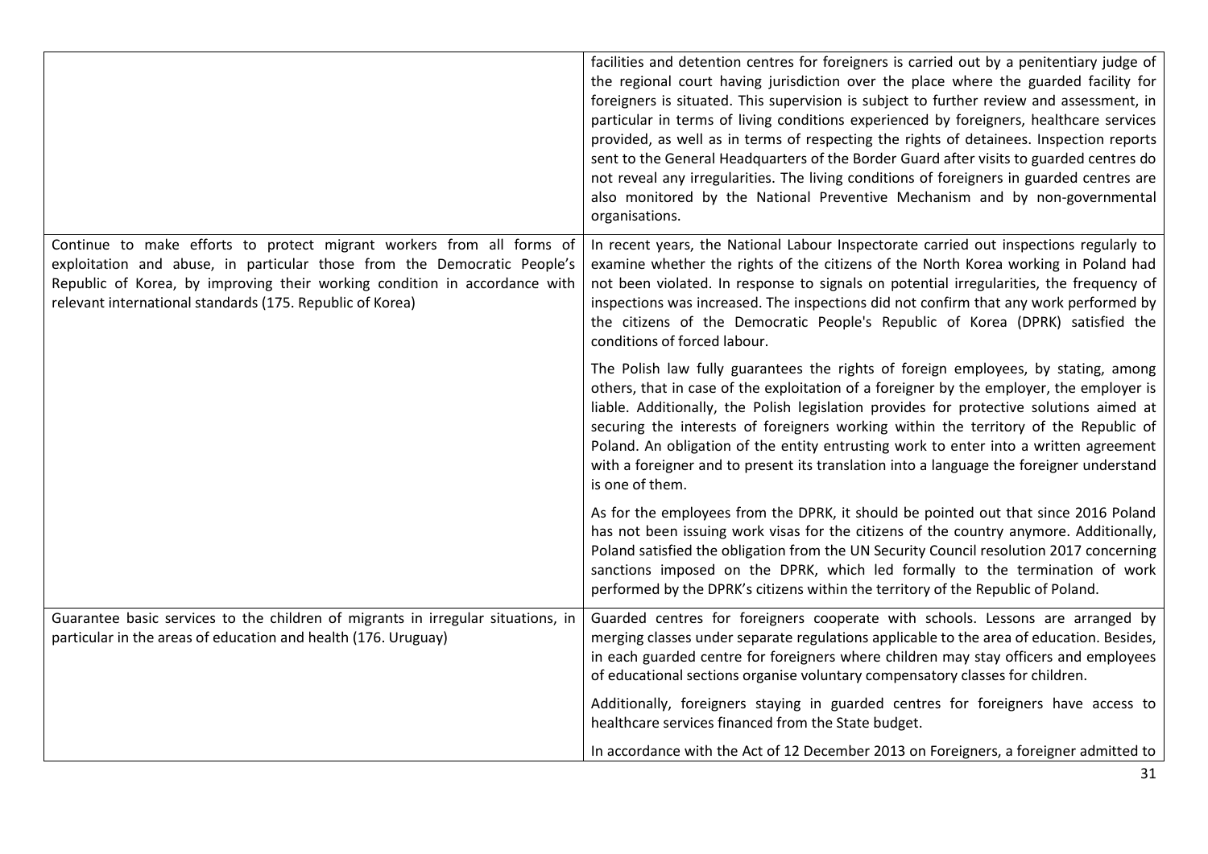| | |
|---|---|
| | facilities and detention centres for foreigners is carried out by a penitentiary judge of the regional court having jurisdiction over the place where the guarded facility for foreigners is situated. This supervision is subject to further review and assessment, in particular in terms of living conditions experienced by foreigners, healthcare services provided, as well as in terms of respecting the rights of detainees. Inspection reports sent to the General Headquarters of the Border Guard after visits to guarded centres do not reveal any irregularities. The living conditions of foreigners in guarded centres are also monitored by the National Preventive Mechanism and by non-governmental organisations. |
| Continue to make efforts to protect migrant workers from all forms of exploitation and abuse, in particular those from the Democratic People's Republic of Korea, by improving their working condition in accordance with relevant international standards (175. Republic of Korea) | In recent years, the National Labour Inspectorate carried out inspections regularly to examine whether the rights of the citizens of the North Korea working in Poland had not been violated. In response to signals on potential irregularities, the frequency of inspections was increased. The inspections did not confirm that any work performed by the citizens of the Democratic People's Republic of Korea (DPRK) satisfied the conditions of forced labour.<br><br>The Polish law fully guarantees the rights of foreign employees, by stating, among others, that in case of the exploitation of a foreigner by the employer, the employer is liable. Additionally, the Polish legislation provides for protective solutions aimed at securing the interests of foreigners working within the territory of the Republic of Poland. An obligation of the entity entrusting work to enter into a written agreement with a foreigner and to present its translation into a language the foreigner understand is one of them.<br><br>As for the employees from the DPRK, it should be pointed out that since 2016 Poland has not been issuing work visas for the citizens of the country anymore. Additionally, Poland satisfied the obligation from the UN Security Council resolution 2017 concerning sanctions imposed on the DPRK, which led formally to the termination of work performed by the DPRK's citizens within the territory of the Republic of Poland. |
| Guarantee basic services to the children of migrants in irregular situations, in particular in the areas of education and health (176. Uruguay) | Guarded centres for foreigners cooperate with schools. Lessons are arranged by merging classes under separate regulations applicable to the area of education. Besides, in each guarded centre for foreigners where children may stay officers and employees of educational sections organise voluntary compensatory classes for children.<br><br>Additionally, foreigners staying in guarded centres for foreigners have access to healthcare services financed from the State budget.<br><br>In accordance with the Act of 12 December 2013 on Foreigners, a foreigner admitted to |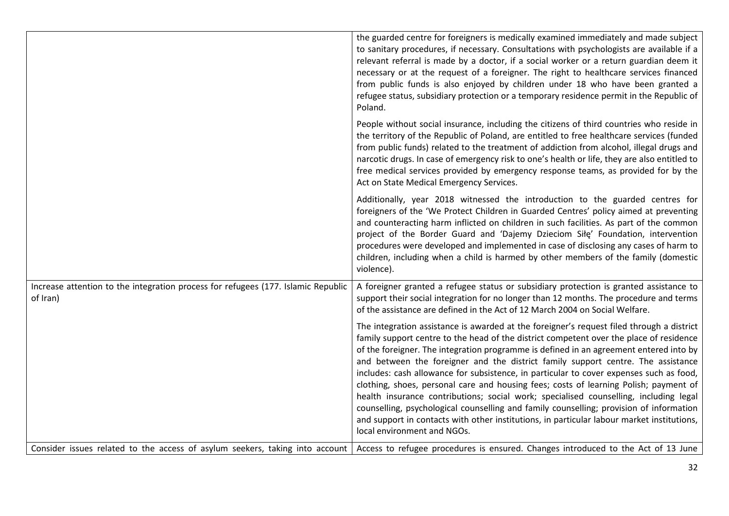| | |
|---|---|
| | the guarded centre for foreigners is medically examined immediately and made subject to sanitary procedures, if necessary. Consultations with psychologists are available if a relevant referral is made by a doctor, if a social worker or a return guardian deem it necessary or at the request of a foreigner. The right to healthcare services financed from public funds is also enjoyed by children under 18 who have been granted a refugee status, subsidiary protection or a temporary residence permit in the Republic of Poland.<br><br>People without social insurance, including the citizens of third countries who reside in the territory of the Republic of Poland, are entitled to free healthcare services (funded from public funds) related to the treatment of addiction from alcohol, illegal drugs and narcotic drugs. In case of emergency risk to one's health or life, they are also entitled to free medical services provided by emergency response teams, as provided for by the Act on State Medical Emergency Services.<br><br>Additionally, year 2018 witnessed the introduction to the guarded centres for foreigners of the 'We Protect Children in Guarded Centres' policy aimed at preventing and counteracting harm inflicted on children in such facilities. As part of the common project of the Border Guard and 'Dajemy Dzieciom Siłę' Foundation, intervention procedures were developed and implemented in case of disclosing any cases of harm to children, including when a child is harmed by other members of the family (domestic violence). |
| Increase attention to the integration process for refugees (177. Islamic Republic of Iran) | A foreigner granted a refugee status or subsidiary protection is granted assistance to support their social integration for no longer than 12 months. The procedure and terms of the assistance are defined in the Act of 12 March 2004 on Social Welfare.<br><br>The integration assistance is awarded at the foreigner's request filed through a district family support centre to the head of the district competent over the place of residence of the foreigner. The integration programme is defined in an agreement entered into by and between the foreigner and the district family support centre. The assistance includes: cash allowance for subsistence, in particular to cover expenses such as food, clothing, shoes, personal care and housing fees; costs of learning Polish; payment of health insurance contributions; social work; specialised counselling, including legal counselling, psychological counselling and family counselling; provision of information and support in contacts with other institutions, in particular labour market institutions, local environment and NGOs. |
| Consider issues related to the access of asylum seekers, taking into account | Access to refugee procedures is ensured. Changes introduced to the Act of 13 June |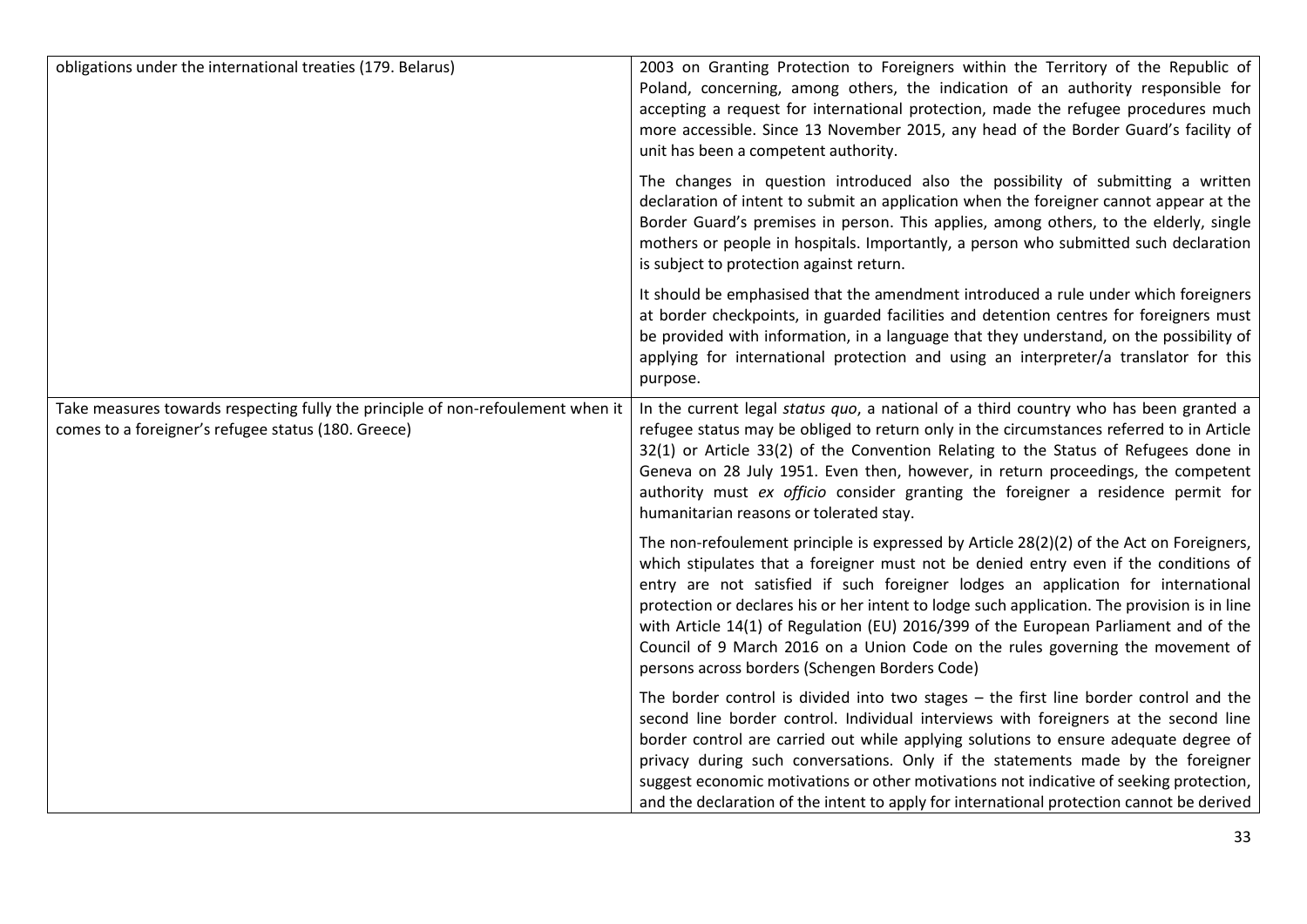| | |
|---|---|
| obligations under the international treaties (179. Belarus) | 2003 on Granting Protection to Foreigners within the Territory of the Republic of Poland, concerning, among others, the indication of an authority responsible for accepting a request for international protection, made the refugee procedures much more accessible. Since 13 November 2015, any head of the Border Guard's facility of unit has been a competent authority.<br><br>The changes in question introduced also the possibility of submitting a written declaration of intent to submit an application when the foreigner cannot appear at the Border Guard's premises in person. This applies, among others, to the elderly, single mothers or people in hospitals. Importantly, a person who submitted such declaration is subject to protection against return.<br><br>It should be emphasised that the amendment introduced a rule under which foreigners at border checkpoints, in guarded facilities and detention centres for foreigners must be provided with information, in a language that they understand, on the possibility of applying for international protection and using an interpreter/a translator for this purpose. |
| Take measures towards respecting fully the principle of non-refoulement when it comes to a foreigner's refugee status (180. Greece) | In the current legal *status quo*, a national of a third country who has been granted a refugee status may be obliged to return only in the circumstances referred to in Article 32(1) or Article 33(2) of the Convention Relating to the Status of Refugees done in Geneva on 28 July 1951. Even then, however, in return proceedings, the competent authority must *ex officio* consider granting the foreigner a residence permit for humanitarian reasons or tolerated stay.<br><br>The non-refoulement principle is expressed by Article 28(2)(2) of the Act on Foreigners, which stipulates that a foreigner must not be denied entry even if the conditions of entry are not satisfied if such foreigner lodges an application for international protection or declares his or her intent to lodge such application. The provision is in line with Article 14(1) of Regulation (EU) 2016/399 of the European Parliament and of the Council of 9 March 2016 on a Union Code on the rules governing the movement of persons across borders (Schengen Borders Code)<br><br>The border control is divided into two stages – the first line border control and the second line border control. Individual interviews with foreigners at the second line border control are carried out while applying solutions to ensure adequate degree of privacy during such conversations. Only if the statements made by the foreigner suggest economic motivations or other motivations not indicative of seeking protection, and the declaration of the intent to apply for international protection cannot be derived |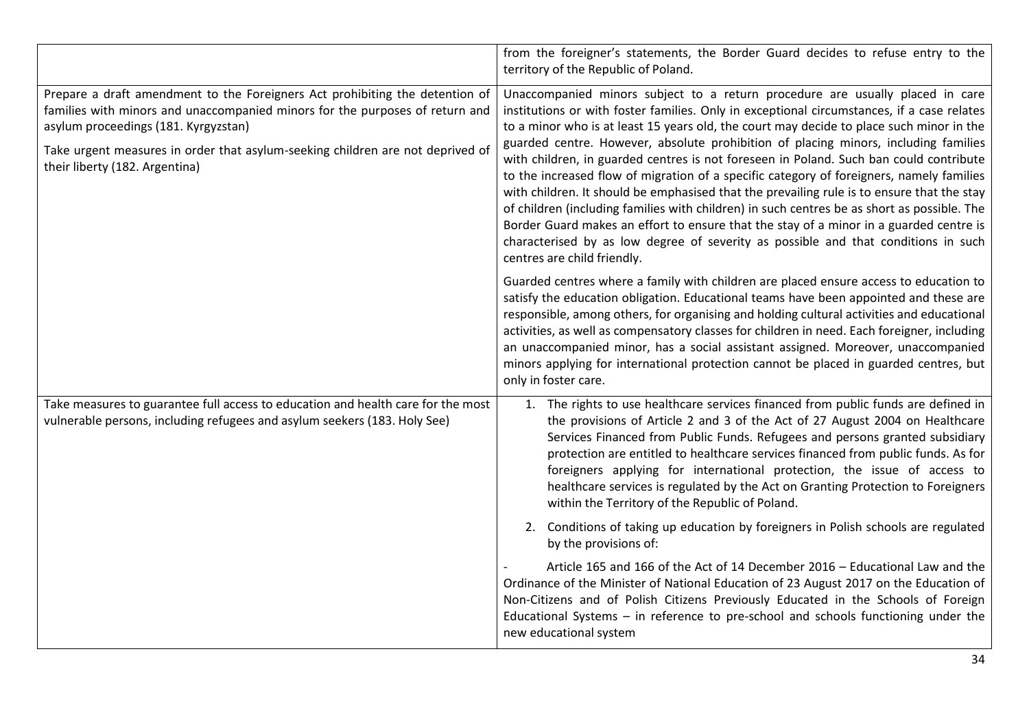| | |
|---|---|
| | from the foreigner's statements, the Border Guard decides to refuse entry to the territory of the Republic of Poland. |
| Prepare a draft amendment to the Foreigners Act prohibiting the detention of families with minors and unaccompanied minors for the purposes of return and asylum proceedings (181. Kyrgyzstan)<br><br>Take urgent measures in order that asylum-seeking children are not deprived of their liberty (182. Argentina) | Unaccompanied minors subject to a return procedure are usually placed in care institutions or with foster families. Only in exceptional circumstances, if a case relates to a minor who is at least 15 years old, the court may decide to place such minor in the guarded centre. However, absolute prohibition of placing minors, including families with children, in guarded centres is not foreseen in Poland. Such ban could contribute to the increased flow of migration of a specific category of foreigners, namely families with children. It should be emphasised that the prevailing rule is to ensure that the stay of children (including families with children) in such centres be as short as possible. The Border Guard makes an effort to ensure that the stay of a minor in a guarded centre is characterised by as low degree of severity as possible and that conditions in such centres are child friendly.<br><br>Guarded centres where a family with children are placed ensure access to education to satisfy the education obligation. Educational teams have been appointed and these are responsible, among others, for organising and holding cultural activities and educational activities, as well as compensatory classes for children in need. Each foreigner, including an unaccompanied minor, has a social assistant assigned. Moreover, unaccompanied minors applying for international protection cannot be placed in guarded centres, but only in foster care. |
| Take measures to guarantee full access to education and health care for the most vulnerable persons, including refugees and asylum seekers (183. Holy See) | 1. The rights to use healthcare services financed from public funds are defined in the provisions of Article 2 and 3 of the Act of 27 August 2004 on Healthcare Services Financed from Public Funds. Refugees and persons granted subsidiary protection are entitled to healthcare services financed from public funds. As for foreigners applying for international protection, the issue of access to healthcare services is regulated by the Act on Granting Protection to Foreigners within the Territory of the Republic of Poland.<br><br>2. Conditions of taking up education by foreigners in Polish schools are regulated by the provisions of:<br><br>- Article 165 and 166 of the Act of 14 December 2016 – Educational Law and the Ordinance of the Minister of National Education of 23 August 2017 on the Education of Non-Citizens and of Polish Citizens Previously Educated in the Schools of Foreign Educational Systems – in reference to pre-school and schools functioning under the new educational system |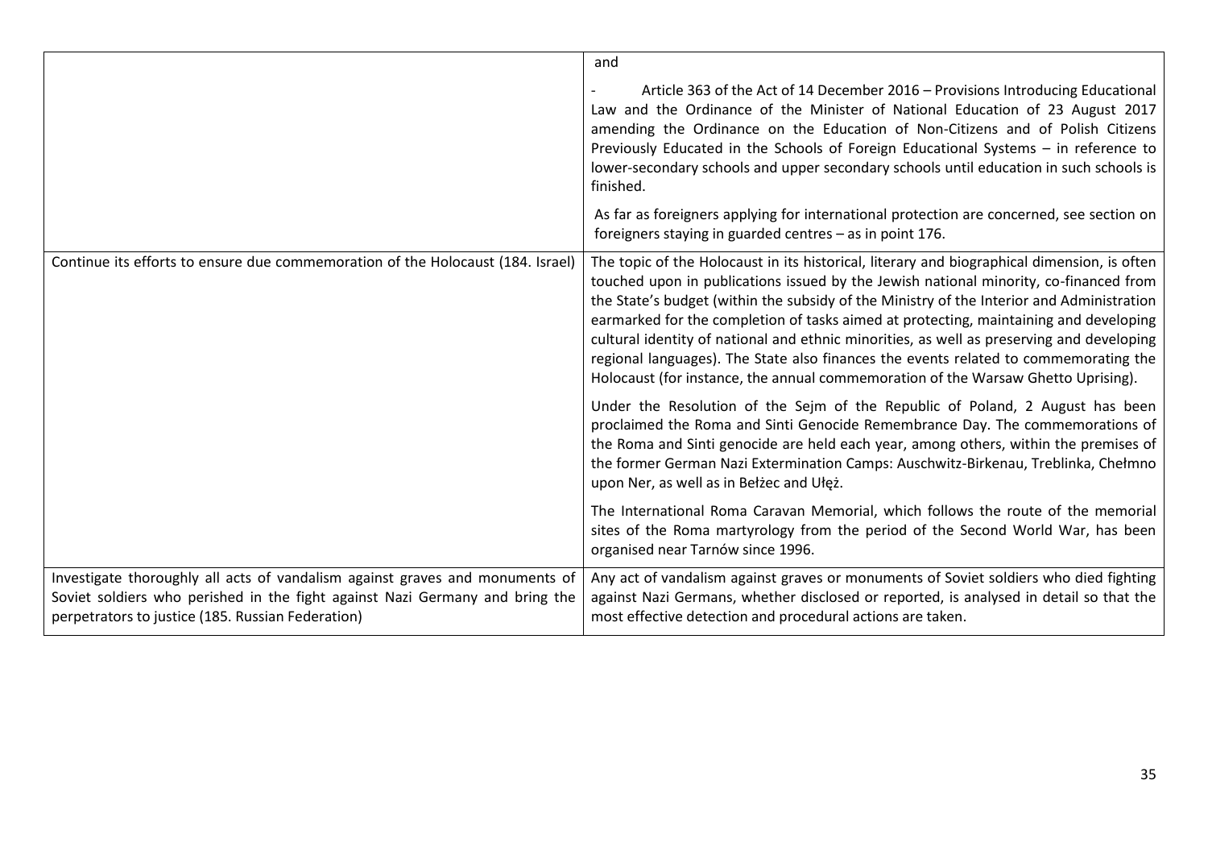| | |
|---|---|
| | and<br><br>- Article 363 of the Act of 14 December 2016 – Provisions Introducing Educational Law and the Ordinance of the Minister of National Education of 23 August 2017 amending the Ordinance on the Education of Non-Citizens and of Polish Citizens Previously Educated in the Schools of Foreign Educational Systems – in reference to lower-secondary schools and upper secondary schools until education in such schools is finished.<br><br>As far as foreigners applying for international protection are concerned, see section on foreigners staying in guarded centres – as in point 176. |
| Continue its efforts to ensure due commemoration of the Holocaust (184. Israel) | The topic of the Holocaust in its historical, literary and biographical dimension, is often touched upon in publications issued by the Jewish national minority, co-financed from the State's budget (within the subsidy of the Ministry of the Interior and Administration earmarked for the completion of tasks aimed at protecting, maintaining and developing cultural identity of national and ethnic minorities, as well as preserving and developing regional languages). The State also finances the events related to commemorating the Holocaust (for instance, the annual commemoration of the Warsaw Ghetto Uprising).<br><br>Under the Resolution of the Sejm of the Republic of Poland, 2 August has been proclaimed the Roma and Sinti Genocide Remembrance Day. The commemorations of the Roma and Sinti genocide are held each year, among others, within the premises of the former German Nazi Extermination Camps: Auschwitz-Birkenau, Treblinka, Chełmno upon Ner, as well as in Bełżec and Ułęż.<br><br>The International Roma Caravan Memorial, which follows the route of the memorial sites of the Roma martyrology from the period of the Second World War, has been organised near Tarnów since 1996. |
| Investigate thoroughly all acts of vandalism against graves and monuments of Soviet soldiers who perished in the fight against Nazi Germany and bring the perpetrators to justice (185. Russian Federation) | Any act of vandalism against graves or monuments of Soviet soldiers who died fighting against Nazi Germans, whether disclosed or reported, is analysed in detail so that the most effective detection and procedural actions are taken. |